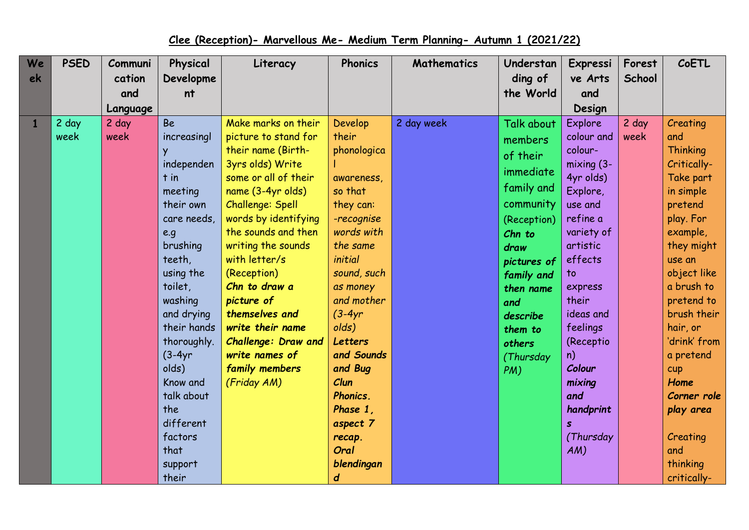# Clee (Reception)- Marvellous Me- Medium Term Planning- Autumn 1 (2021/22)

| Week | PSED | Communication and Language | Physical Development | Literacy | Phonics | Mathematics | Understanding of the World | Expressive Arts and Design | Forest School | CoETL |
|---|---|---|---|---|---|---|---|---|---|---|
| 1 | 2 day week | 2 day week | Be increasingly independent in meeting their own care needs, e.g brushing teeth, using the toilet, washing and drying their hands thoroughly. (3-4yr olds) Know and talk about the different factors that support their | Make marks on their picture to stand for their name (Birth-3yrs olds) Write some or all of their name (3-4yr olds) Challenge: Spell words by identifying the sounds and then writing the sounds with letter/s (Reception) ***Chn to draw a picture of themselves and write their name Challenge: Draw and write names of family members*** *(Friday AM)* | Develop their phonological awareness, so that they can: *-recognise words with the same initial sound, such as money and mother (3-4yr olds)* ***Letters and Sounds and Bug Clun Phonics. Phase 1, aspect 7 recap. Oral blendingand*** | 2 day week | Talk about members of their immediate family and community (Reception) ***Chn to draw pictures of family and then name and describe them to others*** *(Thursday PM)* | Explore colour and colour-mixing (3-4yr olds) Explore, use and refine a variety of artistic effects to express their ideas and feelings (Reception) ***Colour mixing and handprints*** *(Thursday AM)* | 2 day week | Creating and Thinking Critically- Take part in simple pretend play. For example, they might use an object like a brush to pretend to brush their hair, or 'drink' from a pretend cup ***Home Corner role play area*** Creating and thinking critically- |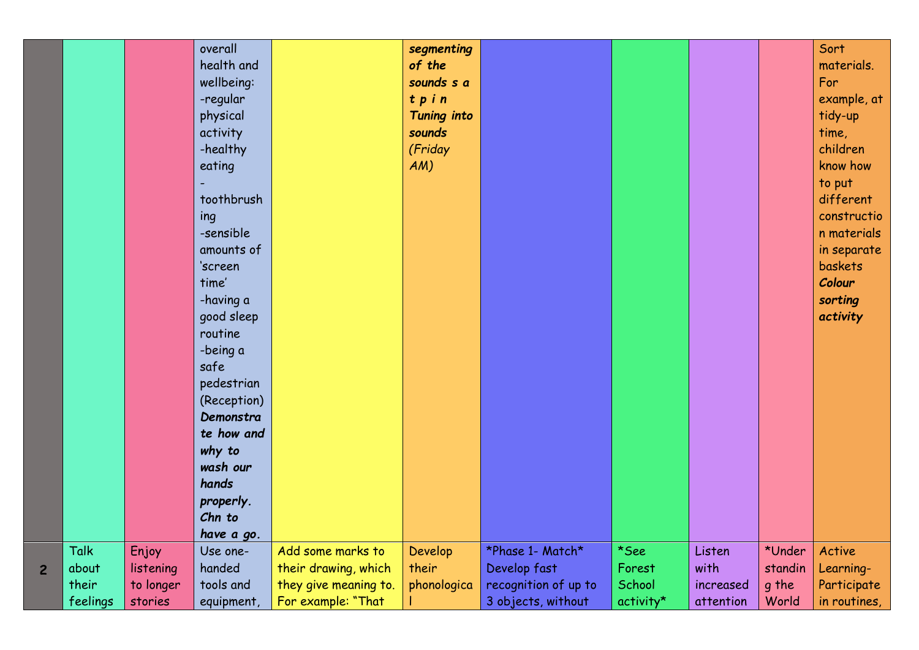| | | | | | | | | | | |
|---|---|---|---|---|---|---|---|---|---|---|
| | | | overall health and wellbeing:<br>-regular physical activity<br>-healthy eating<br>-toothbrushing<br>-sensible amounts of 'screen time'<br>-having a good sleep routine<br>-being a safe pedestrian (Reception)<br>***Demonstrate how and why to wash our hands properly. Chn to have a go.*** | | ***segmenting of the sounds s a t p i n Tuning into sounds*** *(Friday AM)* | | | | | Sort materials. For example, at tidy-up time, children know how to put different construction materials in separate baskets ***Colour sorting activity*** |
| **2** | Talk about their feelings | Enjoy listening to longer stories | Use one-handed tools and equipment, | Add some marks to their drawing, which they give meaning to. For example: "That | Develop their phonological | *Phase 1- Match* Develop fast recognition of up to 3 objects, without | *See Forest School activity* | Listen with increased attention | *Understanding the World | Active Learning- Participate in routines, |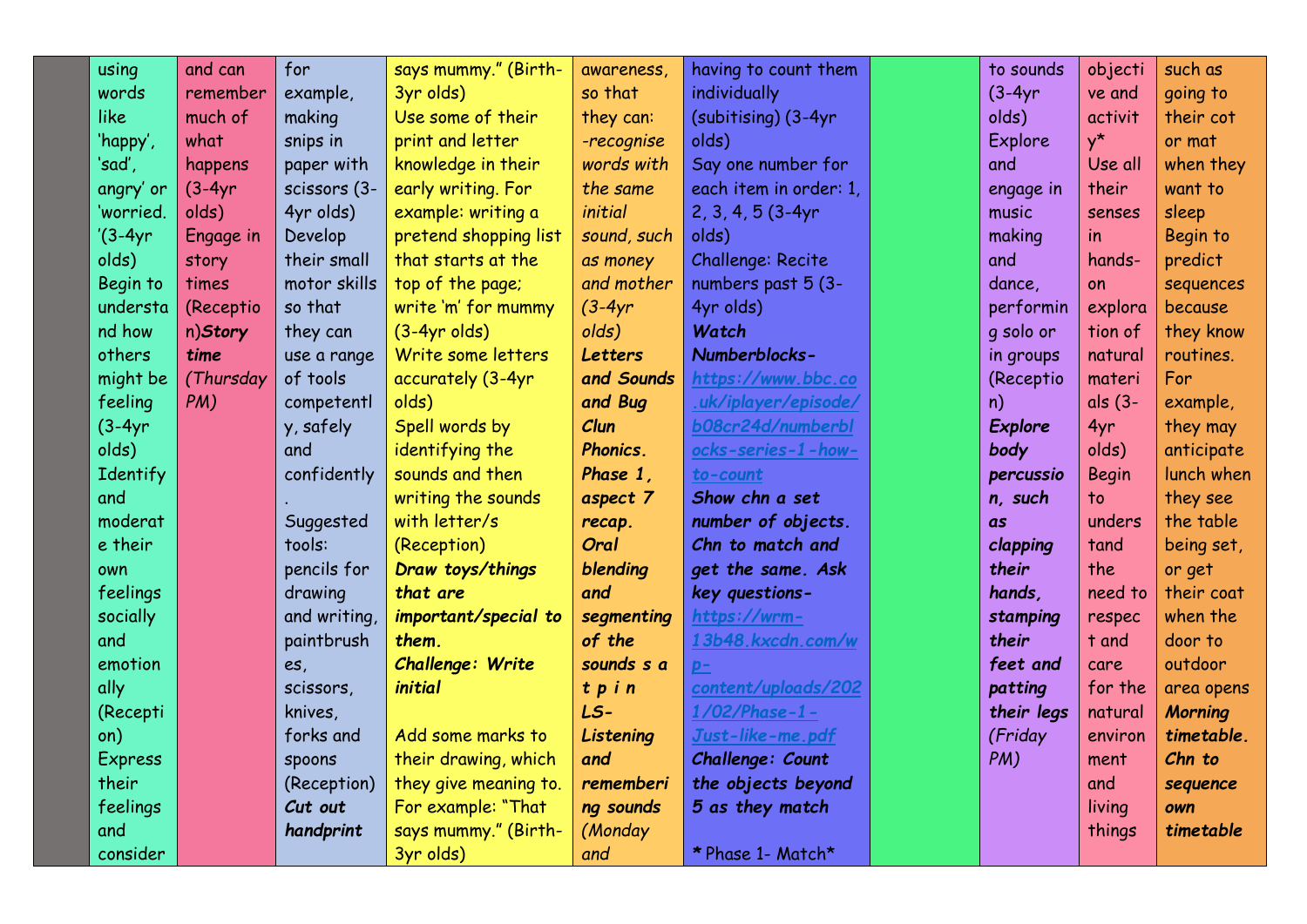|  |  |  |  |  |  |  |  |  |  |  |  |
|---|---|---|---|---|---|---|---|---|---|---|---|
|  | using words like 'happy', 'sad', angry' or 'worried.'(3-4yr olds) Begin to understand how others might be feeling (3-4yr olds) Identify and moderate their own feelings socially and emotionally (Reception) Express their feelings and consider | and can remember much of what happens (3-4yr olds) Engage in story times (Reception)***Story time*** *(Thursday PM)* | for example, making snips in paper with scissors (3-4yr olds) Develop their small motor skills so that they can use a range of tools competently, safely and confidently. Suggested tools: pencils for drawing and writing, paintbrushes, scissors, knives, forks and spoons (Reception) ***Cut out handprint*** | says mummy." (Birth-3yr olds) Use some of their print and letter knowledge in their early writing. For example: writing a pretend shopping list that starts at the top of the page; write 'm' for mummy (3-4yr olds) Write some letters accurately (3-4yr olds) Spell words by identifying the sounds and then writing the sounds with letter/s (Reception) ***Draw toys/things that are important/special to them.*** ***Challenge: Write initial*** Add some marks to their drawing, which they give meaning to. For example: "That says mummy." (Birth-3yr olds) | awareness, so that they can: *-recognise words with the same initial sound, such as money and mother* (3-4yr olds) ***Letters and Sounds and Bug Clun Phonics. Phase 1, aspect 7 recap. Oral blending and segmenting of the sounds s a t p i n LS-Listening and remembering sounds*** *(Monday and* | having to count them individually (subitising) (3-4yr olds) Say one number for each item in order: 1, 2, 3, 4, 5 (3-4yr olds) Challenge: Recite numbers past 5 (3-4yr olds) ***Watch Numberblocks- https://www.bbc.co.uk/iplayer/episode/b08cr24d/numberblocks-series-1-how-to-count*** ***Show chn a set number of objects. Chn to match and get the same. Ask key questions- https://wrm-13b48.kxcdn.com/wp-content/uploads/2021/02/Phase-1-Just-like-me.pdf*** ***Challenge: Count the objects beyond 5 as they match*** * Phase 1- Match* |  | to sounds (3-4yr olds) Explore and engage in music making and dance, performing solo or in groups (Reception) ***Explore body percussion, such as clapping their hands, stamping their feet and patting their legs*** *(Friday PM)* | objective and activity* Use all their senses in hands-on exploration of natural materials (3-4yr olds) Begin to understand the need to respect and care for the natural environment and living things | such as going to their cot or mat when they want to sleep Begin to predict sequences because they know routines. For example, they may anticipate lunch when they see the table being set, or get their coat when the door to outdoor area opens ***Morning timetable. Chn to sequence own timetable*** |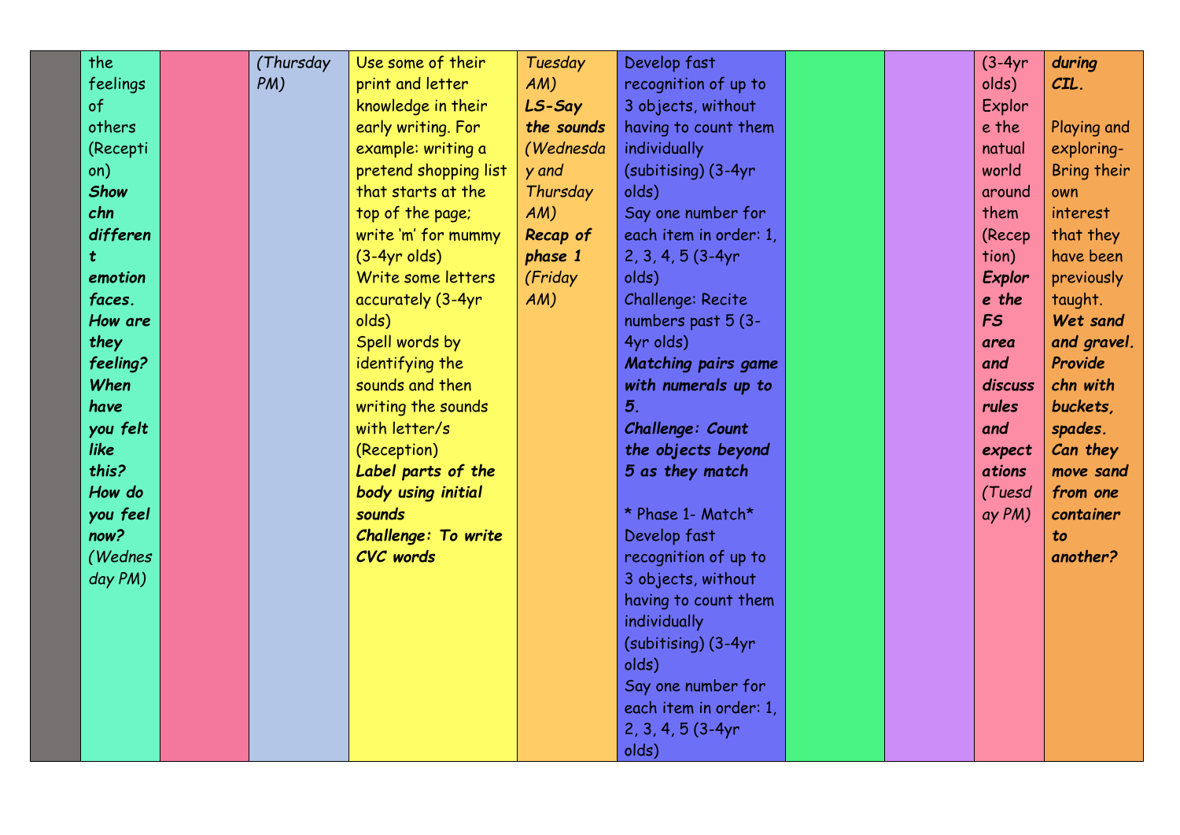| | | | | | | | | | | |
|---|---|---|---|---|---|---|---|---|---|---|
| | the feelings of others (Reception) ***Show chn different emotion faces. How are they feeling? When have you felt like this? How do you feel now?*** *(Wednesday PM)* | | *(Thursday PM)* | Use some of their print and letter knowledge in their early writing. For example: writing a pretend shopping list that starts at the top of the page; write 'm' for mummy (3-4yr olds)<br>Write some letters accurately (3-4yr olds)<br>Spell words by identifying the sounds and then writing the sounds with letter/s (Reception)<br>***Label parts of the body using initial sounds***<br>***Challenge: To write CVC words*** | *Tuesday AM)*<br>***LS-Say the sounds*** *(Wednesday and Thursday AM)*<br>***Recap of phase 1*** *(Friday AM)* | Develop fast recognition of up to 3 objects, without having to count them individually (subitising) (3-4yr olds)<br>Say one number for each item in order: 1, 2, 3, 4, 5 (3-4yr olds)<br>Challenge: Recite numbers past 5 (3-4yr olds)<br>***Matching pairs game with numerals up to 5.***<br>***Challenge: Count the objects beyond 5 as they match***<br><br>\* Phase 1- Match\*<br>Develop fast recognition of up to 3 objects, without having to count them individually (subitising) (3-4yr olds)<br>Say one number for each item in order: 1, 2, 3, 4, 5 (3-4yr olds) | | | (3-4yr olds)<br>Explore the natual world around them (Reception)<br>***Explore the FS area and discuss rules and expectations*** *(Tuesday PM)* | ***during CIL.***<br><br>Playing and exploring- Bring their own interest that they have been previously taught.<br>***Wet sand and gravel. Provide chn with buckets, spades. Can they move sand from one container to another?*** |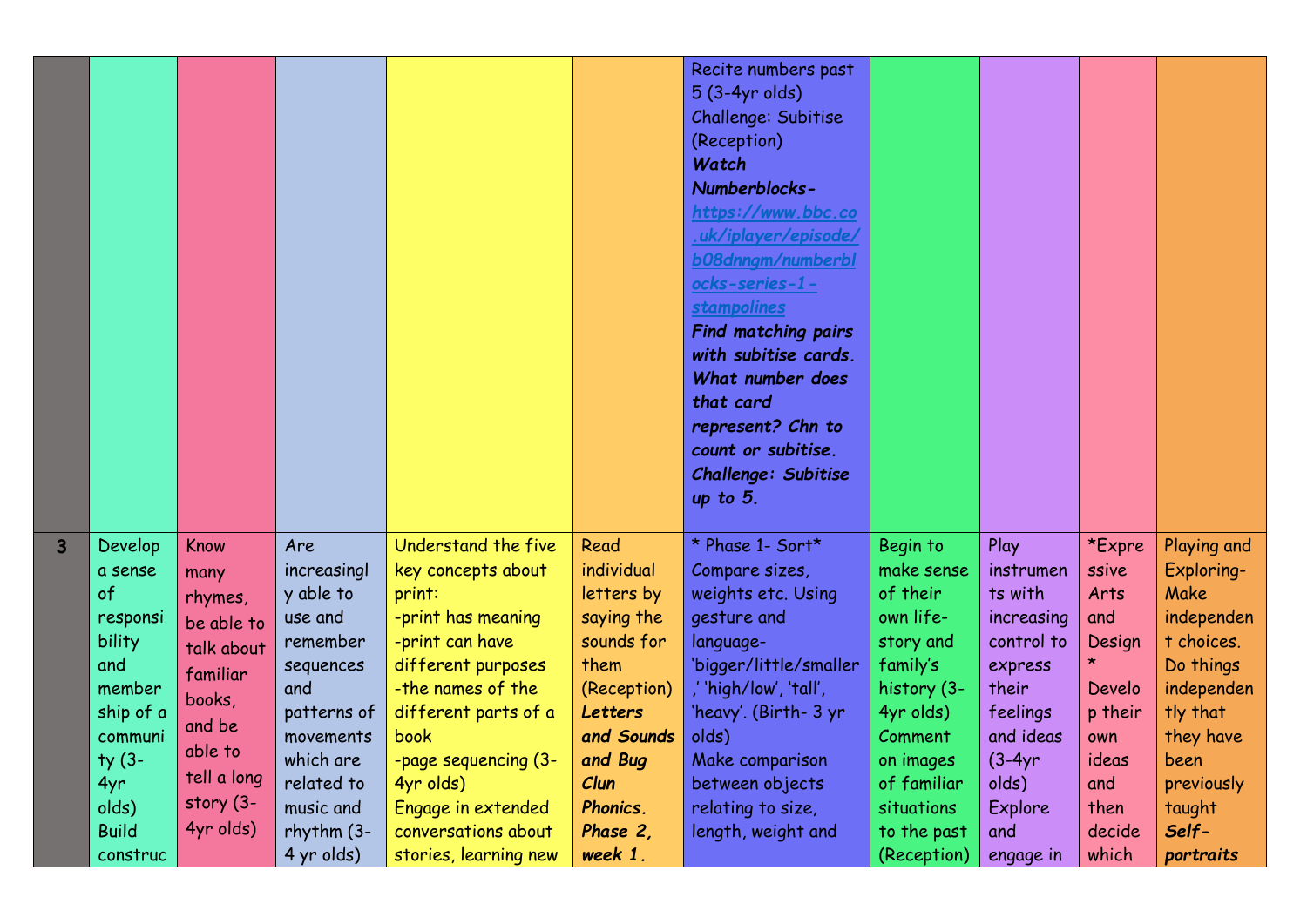| | | | | | | | | | | |
|---|---|---|---|---|---|---|---|---|---|---|
| | | | | | | Recite numbers past 5 (3-4yr olds)<br>Challenge: Subitise (Reception)<br>***Watch Numberblocks-*** [https://www.bbc.co.uk/iplayer/episode/b08dnngm/numberblocks-series-1-stampolines](https://www.bbc.co.uk/iplayer/episode/b08dnngm/numberblocks-series-1-stampolines)<br>***Find matching pairs with subitise cards. What number does that card represent? Chn to count or subitise. Challenge: Subitise up to 5.*** | | | | |
| **3** | Develop a sense of responsibility and membership of a community (3-4yr olds)<br>Build construc | Know many rhymes, be able to talk about familiar books, and be able to tell a long story (3-4yr olds) | Are increasingly able to use and remember sequences and patterns of movements which are related to music and rhythm (3-4 yr olds) | Understand the five key concepts about print:<br>-print has meaning<br>-print can have different purposes<br>-the names of the different parts of a book<br>-page sequencing (3-4yr olds)<br>Engage in extended conversations about stories, learning new | Read individual letters by saying the sounds for them (Reception)<br>***Letters and Sounds and Bug Clun Phonics. Phase 2, week 1.*** | * Phase 1- Sort*<br>Compare sizes, weights etc. Using gesture and language- 'bigger/little/smaller,' 'high/low', 'tall', 'heavy'. (Birth- 3 yr olds)<br>Make comparison between objects relating to size, length, weight and | Begin to make sense of their own life-story and family's history (3-4yr olds)<br>Comment on images of familiar situations to the past (Reception) | Play instruments with increasing control to express their feelings and ideas (3-4yr olds)<br>Explore and engage in | *Expressive Arts and Design *<br>Develop their own ideas and then decide which | Playing and Exploring- Make independent choices. Do things independently that they have been previously taught<br>***Self-portraits*** |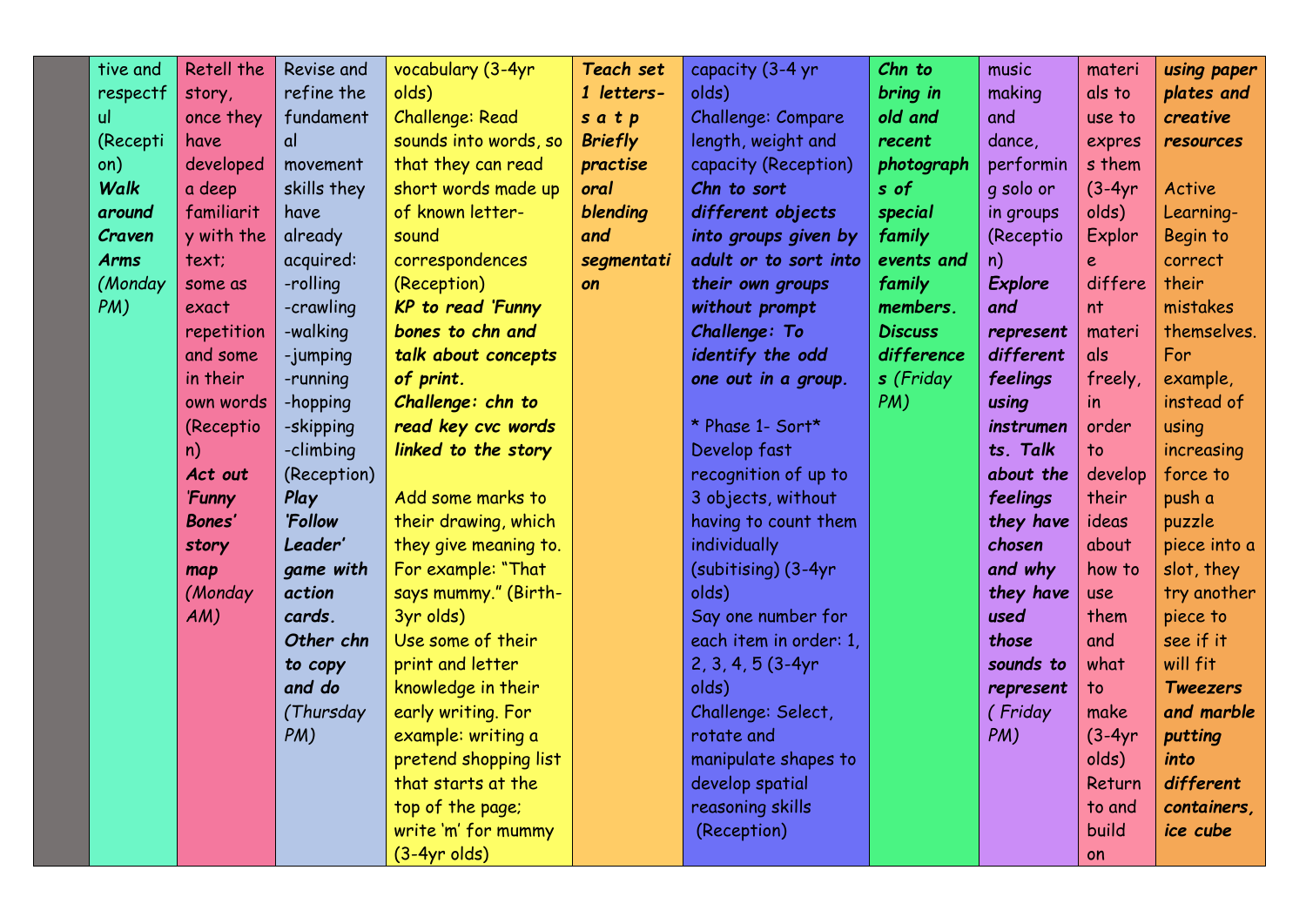| | | | | | | | | | | |
|---|---|---|---|---|---|---|---|---|---|---|
| | tive and respectful (Reception) ***Walk around Craven Arms** (Monday PM)* | Retell the story, once they have developed a deep familiarity with the text; some as exact repetition and some in their own words (Reception) ***Act out 'Funny Bones' story map** (Monday AM)* | Revise and refine the fundamental movement skills they have already acquired:<br>-rolling<br>-crawling<br>-walking<br>-jumping<br>-running<br>-hopping<br>-skipping<br>-climbing<br>(Reception) ***Play 'Follow Leader' game with action cards. Other chn to copy and do** (Thursday PM)* | vocabulary (3-4yr olds)<br>Challenge: Read sounds into words, so that they can read short words made up of known letter-sound correspondences (Reception)<br>***KP to read 'Funny bones to chn and talk about concepts of print.***<br>***Challenge: chn to read key cvc words linked to the story***<br><br>Add some marks to their drawing, which they give meaning to. For example: "That says mummy." (Birth-3yr olds)<br>Use some of their print and letter knowledge in their early writing. For example: writing a pretend shopping list that starts at the top of the page; write 'm' for mummy (3-4yr olds) | ***Teach set 1 letters- s a t p Briefly practise oral blending and segmentation*** | capacity (3-4 yr olds)<br>Challenge: Compare length, weight and capacity (Reception)<br>***Chn to sort different objects into groups given by adult or to sort into their own groups without prompt***<br>***Challenge: To identify the odd one out in a group.***<br><br>* Phase 1- Sort*<br>Develop fast recognition of up to 3 objects, without having to count them individually (subitising) (3-4yr olds)<br>Say one number for each item in order: 1, 2, 3, 4, 5 (3-4yr olds)<br>Challenge: Select, rotate and manipulate shapes to develop spatial reasoning skills (Reception) | ***Chn to bring in old and recent photographs of special family events and family members. Discuss differences** (Friday PM)* | music making and dance, performing solo or in groups (Reception)<br>***Explore and represent different feelings using instruments. Talk about the feelings they have chosen and why they have used those sounds to represent** ( Friday PM)* | materials to use to express them (3-4yr olds)<br>Explore different materials freely, in order to develop their ideas about how to use them and what to make (3-4yr olds)<br>Return to and build on | ***using paper plates and creative resources***<br><br>Active Learning- Begin to correct their mistakes themselves. For example, instead of using increasing force to push a puzzle piece into a slot, they try another piece to see if it will fit<br>***Tweezers and marble putting into different containers, ice cube*** |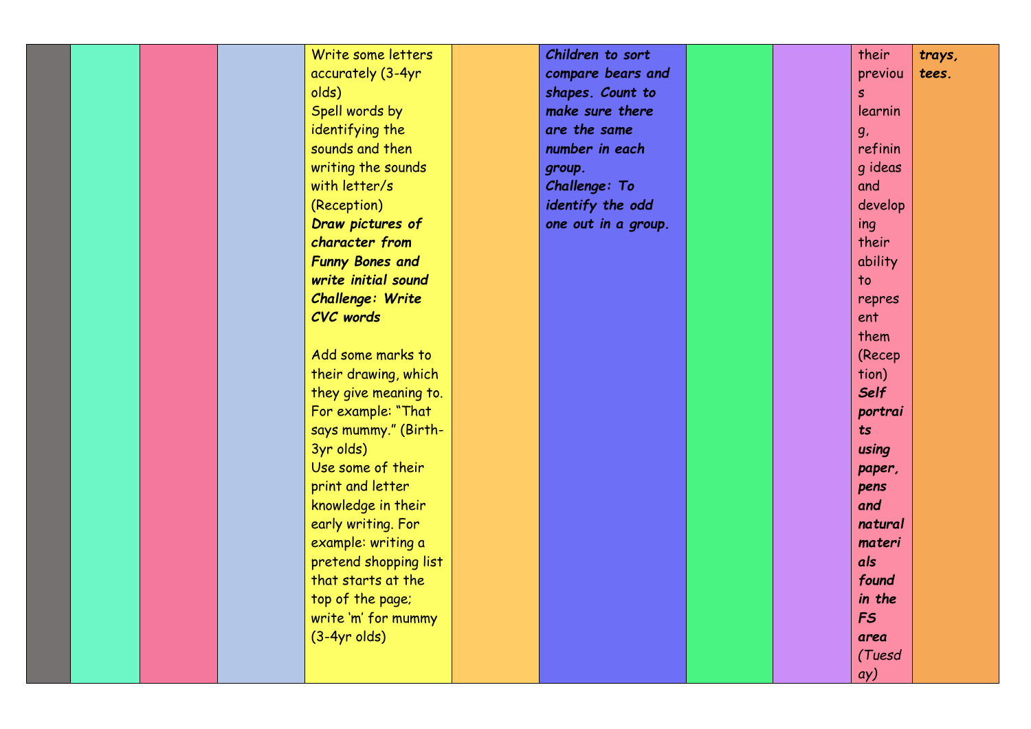|  |  |  |  | Write some letters accurately (3-4yr olds)<br>Spell words by identifying the sounds and then writing the sounds with letter/s (Reception)<br>***Draw pictures of character from Funny Bones and write initial sound***<br>***Challenge: Write CVC words***<br><br>Add some marks to their drawing, which they give meaning to. For example: "That says mummy." (Birth-3yr olds)<br>Use some of their print and letter knowledge in their early writing. For example: writing a pretend shopping list that starts at the top of the page; write 'm' for mummy (3-4yr olds) |  | ***Children to sort compare bears and shapes. Count to make sure there are the same number in each group.***<br>***Challenge: To identify the odd one out in a group.*** |  |  | their previous learning, refining ideas and developing their ability to represent them (Reception)<br>***Self portraits using paper, pens and natural materials found in the FS area*** *(Tuesday)* | ***trays, tees.*** |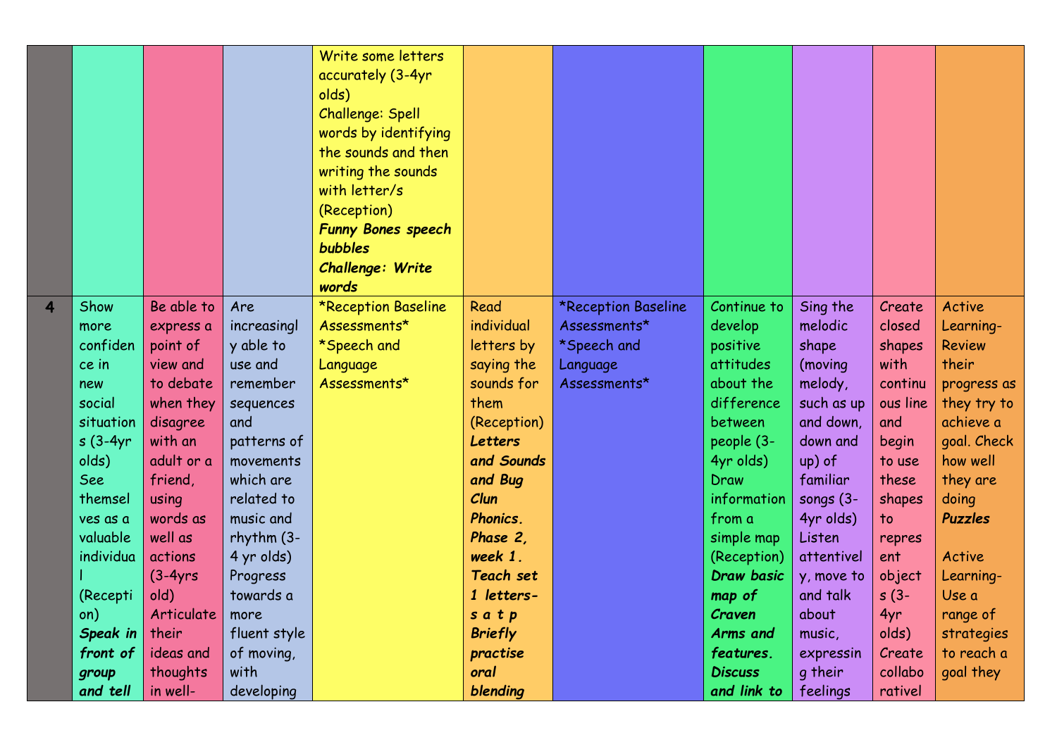| | | | | | | | | | | |
|---|---|---|---|---|---|---|---|---|---|---|
| | | | | Write some letters accurately (3-4yr olds)<br>Challenge: Spell words by identifying the sounds and then writing the sounds with letter/s (Reception)<br>***Funny Bones speech bubbles***<br>***Challenge: Write words*** | | | | | | |
| **4** | Show more confidence in new social situations (3-4yr olds)<br>See themselves as a valuable individual (Reception)<br>***Speak in front of group and tell*** | Be able to express a point of view and to debate when they disagree with an adult or a friend, using words as well as actions (3-4yrs old)<br>Articulate their ideas and thoughts in well- | Are increasingly able to use and remember sequences and patterns of movements which are related to music and rhythm (3-4 yr olds)<br>Progress towards a more fluent style of moving, with developing | *Reception Baseline Assessments*<br>*Speech and Language Assessments* | Read individual letters by saying the sounds for them (Reception)<br>***Letters and Sounds and Bug Clun Phonics. Phase 2, week 1. Teach set 1 letters- s a t p Briefly practise oral blending*** | *Reception Baseline Assessments*<br>*Speech and Language Assessments* | Continue to develop positive attitudes about the difference between people (3-4yr olds)<br>Draw information from a simple map (Reception)<br>***Draw basic map of Craven Arms and features. Discuss and link to*** | Sing the melodic shape (moving melody, such as up and down, down and up) of familiar songs (3-4yr olds)<br>Listen attentively, move to and talk about music, expressing their feelings | Create closed shapes with continuous line and begin to use these shapes to represent objects (3-4yr olds)<br>Create collaborativel | Active Learning- Review their progress as they try to achieve a goal. Check how well they are doing<br>***Puzzles***<br><br>Active Learning- Use a range of strategies to reach a goal they |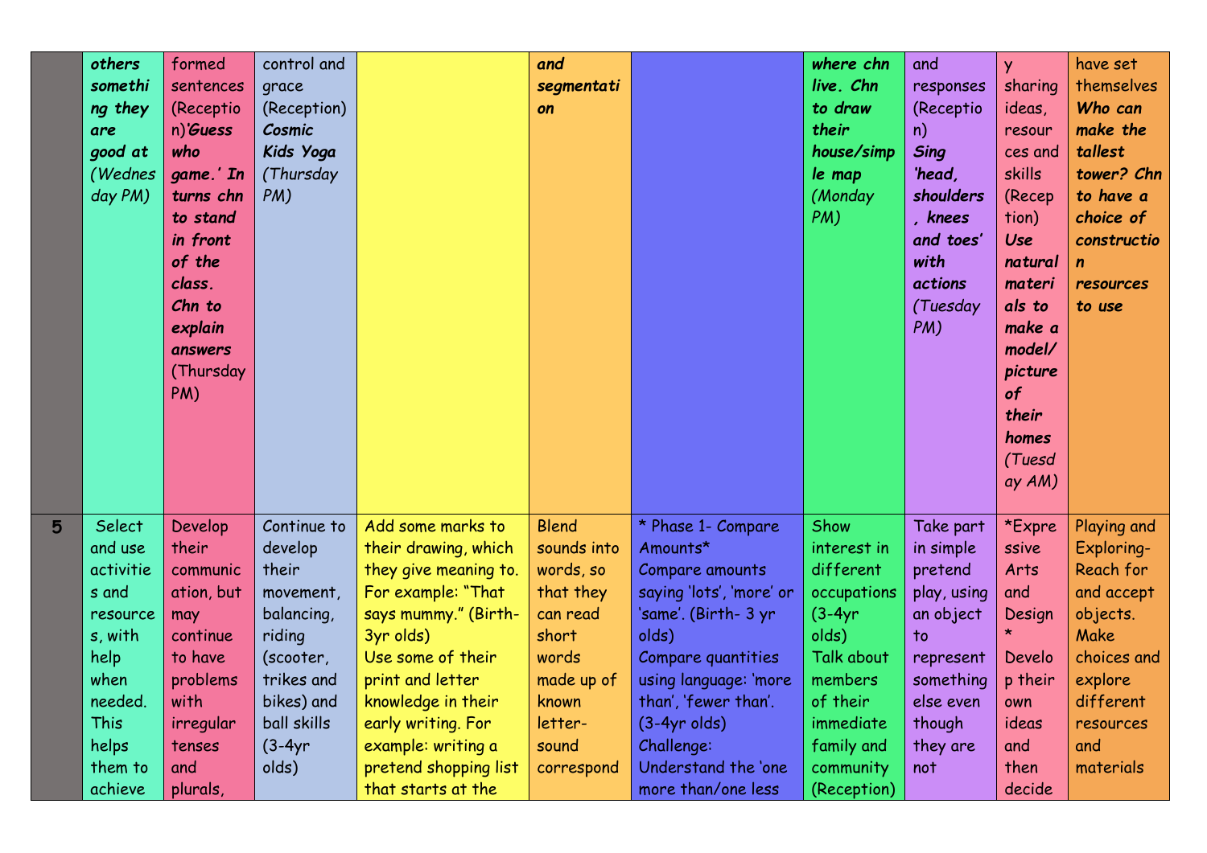| | | | | | | | | | | |
|---|---|---|---|---|---|---|---|---|---|---|
| | ***others something they are good at*** (Wednesday PM) | formed sentences (Reception)***'Guess who game.' In turns chn to stand in front of the class. Chn to explain answers*** (Thursday PM) | control and grace (Reception) ***Cosmic Kids Yoga*** (Thursday PM) | | ***and segmentation*** | | ***where chn live. Chn to draw their house/simple map*** (Monday PM) | and responses (Reception) ***Sing 'head, shoulders, knees and toes' with actions*** (Tuesday PM) | y sharing ideas, resources and skills (Reception) ***Use natural materials to make a model/ picture of their homes*** (Tuesday AM) | have set themselves ***Who can make the tallest tower? Chn to have a choice of construction resources to use*** |
| **5** | Select and use activities and resources, with help when needed. This helps them to achieve | Develop their communication, but may continue to have problems with irregular tenses and plurals, | Continue to develop their movement, balancing, riding (scooter, trikes and bikes) and ball skills (3-4yr olds) | Add some marks to their drawing, which they give meaning to. For example: "That says mummy." (Birth-3yr olds)<br>Use some of their print and letter knowledge in their early writing. For example: writing a pretend shopping list that starts at the | Blend sounds into words, so that they can read short words made up of known letter-sound correspond | * Phase 1- Compare Amounts*<br>Compare amounts saying 'lots', 'more' or 'same'. (Birth- 3 yr olds)<br>Compare quantities using language: 'more than', 'fewer than'. (3-4yr olds)<br>Challenge: Understand the 'one more than/one less | Show interest in different occupations (3-4yr olds)<br>Talk about members of their immediate family and community (Reception) | Take part in simple pretend play, using an object to represent something else even though they are not | *Expressive Arts and Design *<br>Develop their own ideas and then decide | Playing and Exploring- Reach for and accept objects. Make choices and explore different resources and materials |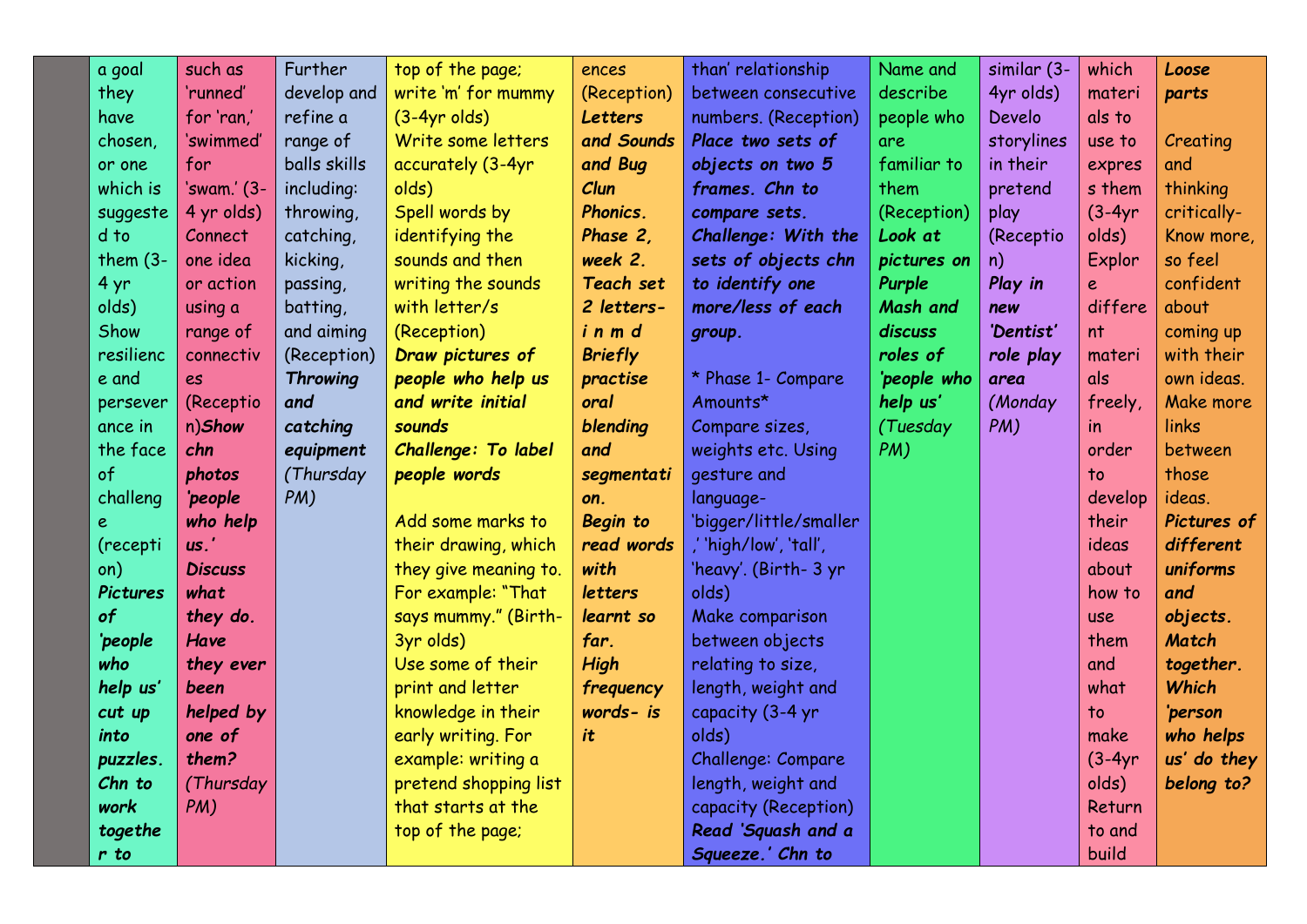|  | a goal they have chosen, or one which is suggested to them (3-4 yr olds) Show resilience and perseverance in the face of challenge (reception) ***Pictures of 'people who help us' cut up into puzzles. Chn to work together to*** | such as 'runned' for 'ran,' 'swimmed' for 'swam.' (3-4 yr olds) Connect one idea or action using a range of connectives (Reception)***Show chn photos 'people who help us.' Discuss what they do. Have they ever been helped by one of them?*** *(Thursday PM)* | Further develop and refine a range of balls skills including: throwing, catching, kicking, passing, batting, and aiming (Reception) ***Throwing and catching equipment*** *(Thursday PM)* | top of the page; write 'm' for mummy (3-4yr olds) Write some letters accurately (3-4yr olds) Spell words by identifying the sounds and then writing the sounds with letter/s (Reception) ***Draw pictures of people who help us and write initial sounds*** ***Challenge: To label people words*** Add some marks to their drawing, which they give meaning to. For example: "That says mummy." (Birth-3yr olds) Use some of their print and letter knowledge in their early writing. For example: writing a pretend shopping list that starts at the top of the page; | ences (Reception) ***Letters and Sounds and Bug Clun Phonics. Phase 2, week 2. Teach set 2 letters- i n m d Briefly practise oral blending and segmentation. Begin to read words with letters learnt so far. High frequency words- is it*** | than' relationship between consecutive numbers. (Reception) ***Place two sets of objects on two 5 frames. Chn to compare sets. Challenge: With the sets of objects chn to identify one more/less of each group.*** * Phase 1- Compare Amounts* Compare sizes, weights etc. Using gesture and language- 'bigger/little/smaller,' 'high/low', 'tall', 'heavy'. (Birth- 3 yr olds) Make comparison between objects relating to size, length, weight and capacity (3-4 yr olds) Challenge: Compare length, weight and capacity (Reception) ***Read 'Squash and a Squeeze.' Chn to*** | Name and describe people who are familiar to them (Reception) ***Look at pictures on Purple Mash and discuss roles of 'people who help us'*** *(Tuesday PM)* | similar (3-4yr olds) Develo storylines in their pretend play (Reception) ***Play in new 'Dentist' role play area*** *(Monday PM)* | which materials to use to express them (3-4yr olds) Explore different materials freely, in order to develop their ideas about how to use them and what to make (3-4yr olds) Return to and build | ***Loose parts*** Creating and thinking critically- Know more, so feel confident about coming up with their own ideas. Make more links between those ideas. ***Pictures of different uniforms and objects. Match together. Which 'person who helps us' do they belong to?*** |
|---|---|---|---|---|---|---|---|---|---|---|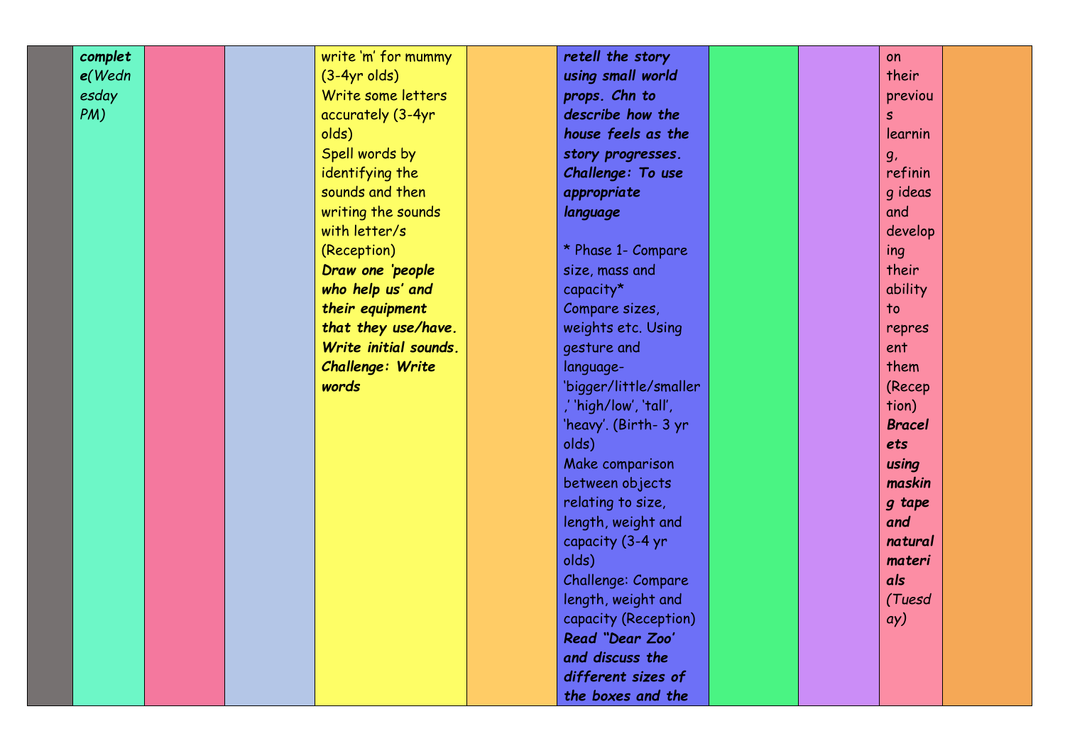|  |  |  |  |  |  |  |  |  |  |  |
|---|---|---|---|---|---|---|---|---|---|---|
|  | ***complete*** *(Wednesday PM)* |  |  | write 'm' for mummy (3-4yr olds)<br>Write some letters accurately (3-4yr olds)<br>Spell words by identifying the sounds and then writing the sounds with letter/s (Reception)<br>***Draw one 'people who help us' and their equipment that they use/have. Write initial sounds. Challenge: Write words*** |  | ***retell the story using small world props. Chn to describe how the house feels as the story progresses. Challenge: To use appropriate language***<br><br>* Phase 1- Compare size, mass and capacity*<br>Compare sizes, weights etc. Using gesture and language- 'bigger/little/smaller,' 'high/low', 'tall', 'heavy'. (Birth- 3 yr olds)<br>Make comparison between objects relating to size, length, weight and capacity (3-4 yr olds)<br>Challenge: Compare length, weight and capacity (Reception)<br>***Read "Dear Zoo' and discuss the different sizes of the boxes and the*** |  |  | on their previous learning, refining ideas and developing their ability to represent them (Reception)<br>***Bracelets using masking tape and natural materials*** *(Tuesday)* |  |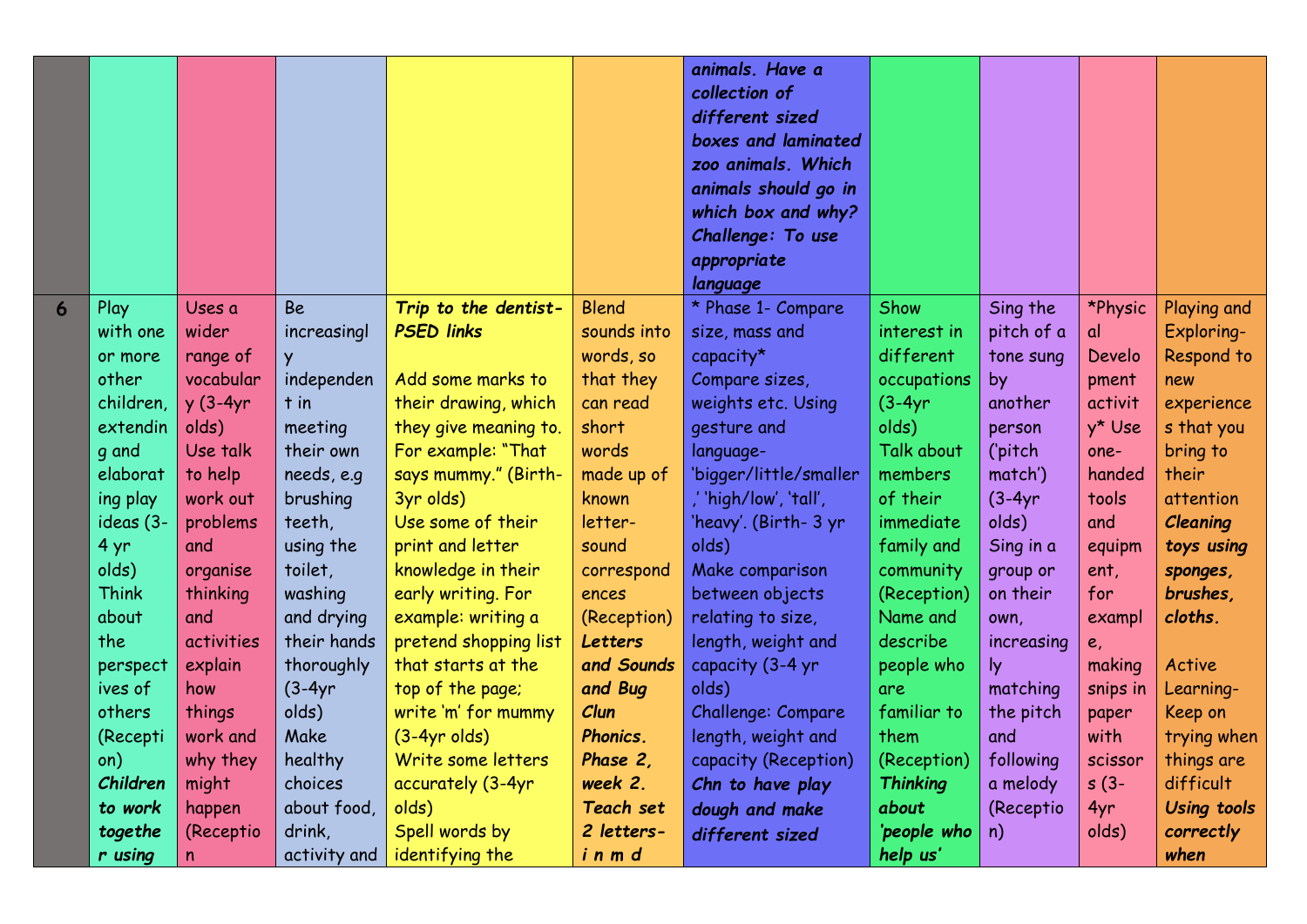|  |  |  |  |  |  | ***animals. Have a collection of different sized boxes and laminated zoo animals. Which animals should go in which box and why? Challenge: To use appropriate language*** |  |  |  |  |
|---|---|---|---|---|---|---|---|---|---|---|
| **6** | Play with one or more other children, extending and elaborating play ideas (3-4 yr olds) Think about the perspectives of others (Reception) ***Children to work together using*** | Uses a wider range of vocabulary (3-4yr olds) Use talk to help work out problems and organise thinking and activities explain how things work and why they might happen (Reception | Be increasingly independent in meeting their own needs, e.g brushing teeth, using the toilet, washing and drying their hands thoroughly (3-4yr olds) Make healthy choices about food, drink, activity and | ***Trip to the dentist- PSED links*** Add some marks to their drawing, which they give meaning to. For example: "That says mummy." (Birth-3yr olds) Use some of their print and letter knowledge in their early writing. For example: writing a pretend shopping list that starts at the top of the page; write 'm' for mummy (3-4yr olds) Write some letters accurately (3-4yr olds) Spell words by identifying the | Blend sounds into words, so that they can read short words made up of known letter-sound correspondences (Reception) ***Letters and Sounds and Bug Clun Phonics. Phase 2, week 2. Teach set 2 letters- i n m d*** | * Phase 1- Compare size, mass and capacity* Compare sizes, weights etc. Using gesture and language- 'bigger/little/smaller,' 'high/low', 'tall', 'heavy'. (Birth- 3 yr olds) Make comparison between objects relating to size, length, weight and capacity (3-4 yr olds) Challenge: Compare length, weight and capacity (Reception) ***Chn to have play dough and make different sized*** | Show interest in different occupations (3-4yr olds) Talk about members of their immediate family and community (Reception) Name and describe people who are familiar to them (Reception) ***Thinking about 'people who help us'*** | Sing the pitch of a tone sung by another person ('pitch match') (3-4yr olds) Sing in a group or on their own, increasingly matching the pitch and following a melody (Reception) | *Physical Development activity* Use one-handed tools and equipment, for example, making snips in paper with scissors (3-4yr olds) | Playing and Exploring- Respond to new experiences that you bring to their attention ***Cleaning toys using sponges, brushes, cloths.*** Active Learning- Keep on trying when things are difficult ***Using tools correctly when*** |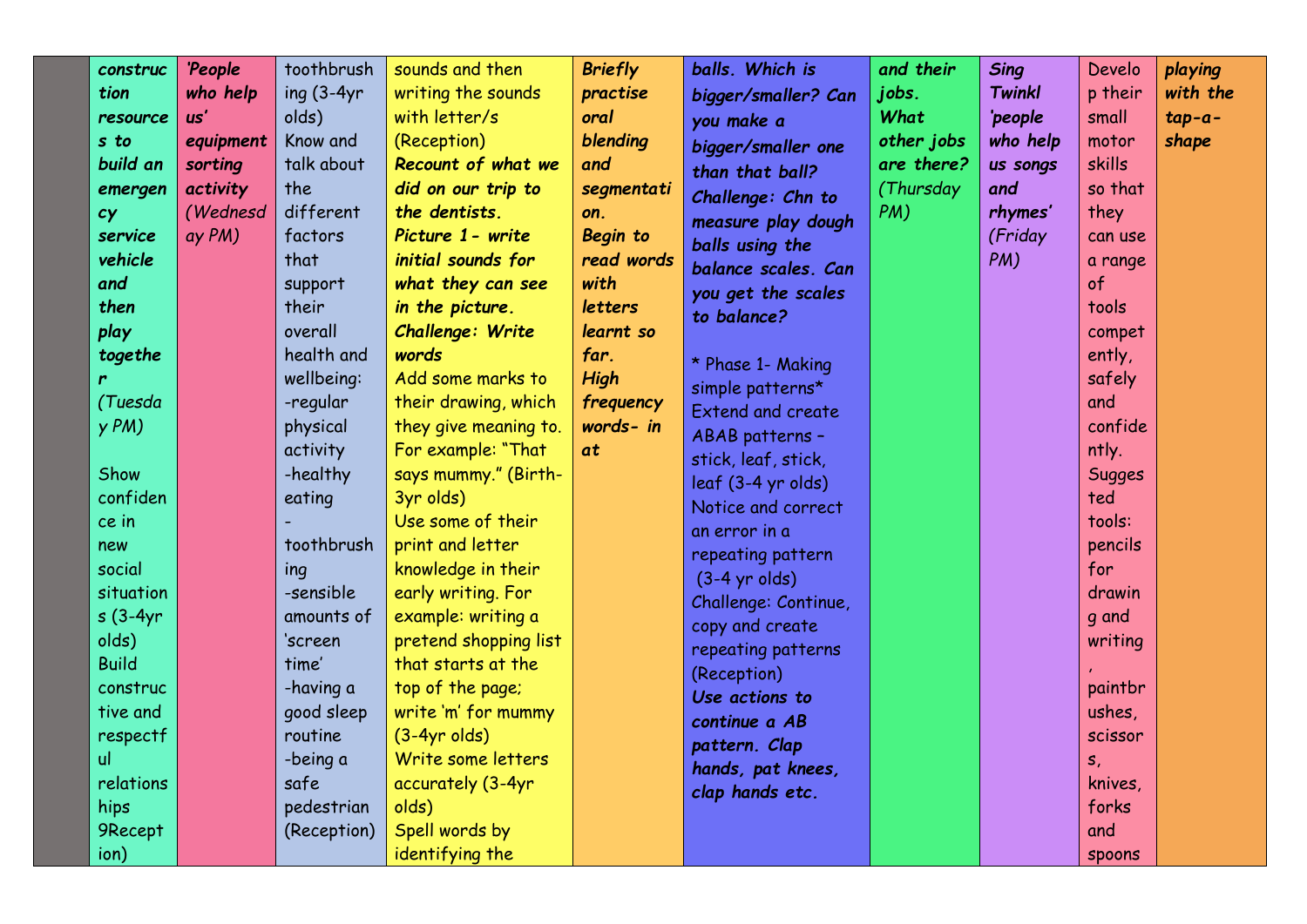| | | | | | | | | | | |
|---|---|---|---|---|---|---|---|---|---|---|
| | ***construction resources to build an emergency service vehicle and then play together*** *(Tuesday PM)*<br><br>Show confidence in new social situations (3-4yr olds)<br>Build constructive and respectful relationships 9Reception) | ***'People who help us' equipment sorting activity*** *(Wednesday PM)* | toothbrushing (3-4yr olds)<br>Know and talk about the different factors that support their overall health and wellbeing:<br>-regular physical activity<br>-healthy eating<br>-toothbrushing<br>-sensible amounts of 'screen time'<br>-having a good sleep routine<br>-being a safe pedestrian (Reception) | sounds and then writing the sounds with letter/s (Reception)<br>***Recount of what we did on our trip to the dentists.***<br>***Picture 1- write initial sounds for what they can see in the picture.***<br>***Challenge: Write words***<br>Add some marks to their drawing, which they give meaning to. For example: "That says mummy." (Birth-3yr olds)<br>Use some of their print and letter knowledge in their early writing. For example: writing a pretend shopping list that starts at the top of the page; write 'm' for mummy (3-4yr olds)<br>Write some letters accurately (3-4yr olds)<br>Spell words by identifying the | ***Briefly practise oral blending and segmentation.***<br>***Begin to read words with letters learnt so far.***<br>***High frequency words- in at*** | ***balls. Which is bigger/smaller? Can you make a bigger/smaller one than that ball?***<br>***Challenge: Chn to measure play dough balls using the balance scales. Can you get the scales to balance?***<br><br>* Phase 1- Making simple patterns*<br>Extend and create ABAB patterns – stick, leaf, stick, leaf (3-4 yr olds)<br>Notice and correct an error in a repeating pattern (3-4 yr olds)<br>Challenge: Continue, copy and create repeating patterns (Reception)<br>***Use actions to continue a AB pattern. Clap hands, pat knees, clap hands etc.*** | ***and their jobs. What other jobs are there?*** *(Thursday PM)* | ***Sing Twinkl 'people who help us songs and rhymes'*** *(Friday PM)* | Develop their small motor skills so that they can use a range of tools competently, safely and confidently. Suggested tools: pencils for drawing and writing, paintbrushes, scissors, knives, forks and spoons | ***playing with the tap-a-shape*** |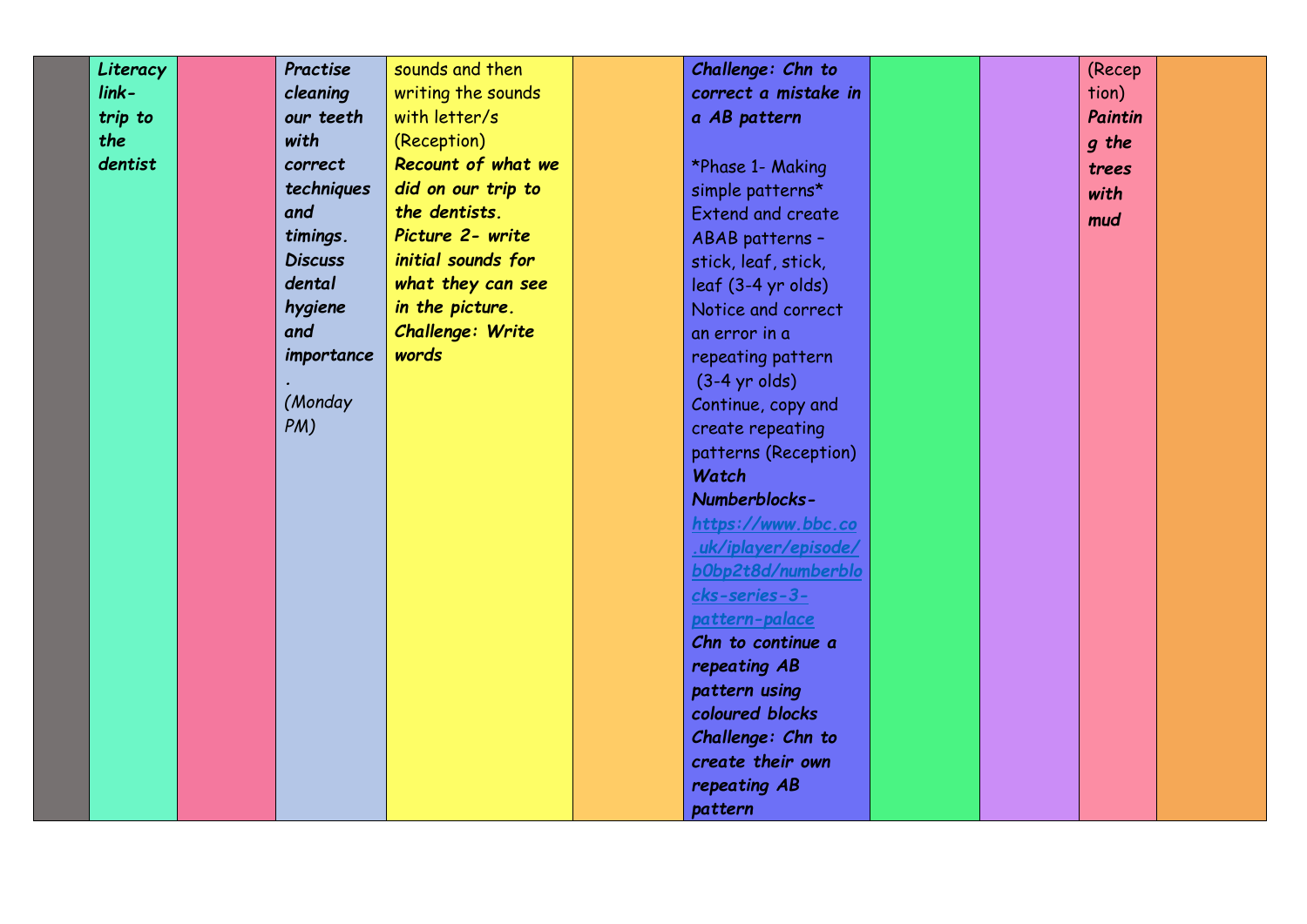|  |  |  |  |  |  |  |  |  |  |  |
|---|---|---|---|---|---|---|---|---|---|---|
|  | ***Literacy link- trip to the dentist*** |  | ***Practise cleaning our teeth with correct techniques and timings. Discuss dental hygiene and importance.*** *(Monday PM)* | sounds and then writing the sounds with letter/s (Reception) ***Recount of what we did on our trip to the dentists. Picture 2- write initial sounds for what they can see in the picture. Challenge: Write words*** |  | ***Challenge: Chn to correct a mistake in a AB pattern*** *Phase 1- Making simple patterns* Extend and create ABAB patterns – stick, leaf, stick, leaf (3-4 yr olds) Notice and correct an error in a repeating pattern (3-4 yr olds) Continue, copy and create repeating patterns (Reception) ***Watch Numberblocks- [https://www.bbc.co.uk/iplayer/episode/b0bp2t8d/numberblocks-series-3-pattern-palace](https://www.bbc.co.uk/iplayer/episode/b0bp2t8d/numberblocks-series-3-pattern-palace) Chn to continue a repeating AB pattern using coloured blocks Challenge: Chn to create their own repeating AB pattern*** |  |  | (Reception) ***Painting the trees with mud*** |  |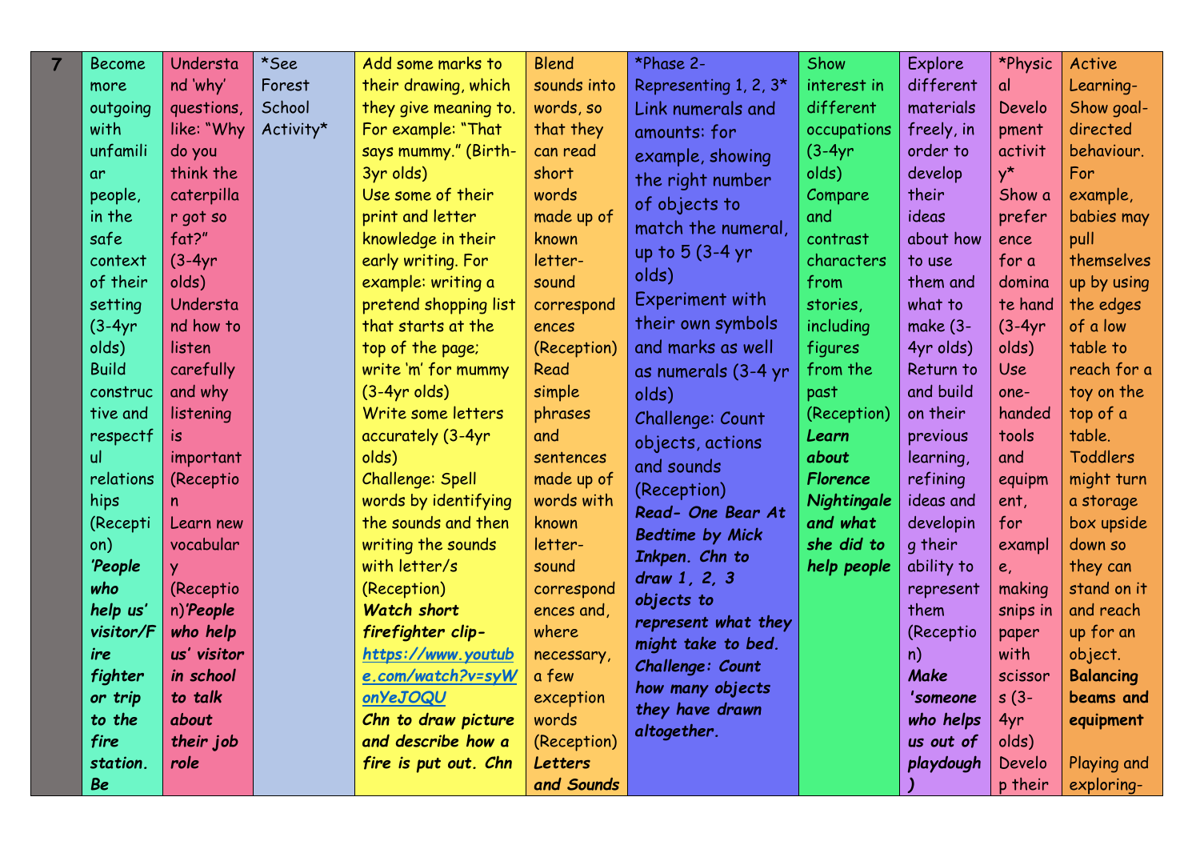| 7 | Become more outgoing with unfamiliar people, in the safe context of their setting (3-4yr olds)<br>Build constructive and respectful relationships (Reception)<br>***'People who help us' visitor/Fire fighter or trip to the fire station. Be*** | Understand 'why' questions, like: "Why do you think the caterpillar got so fat?" (3-4yr olds)<br>Understand how to listen carefully and why listening is important (Reception<br>Learn new vocabulary (Reception)***'People who help us' visitor in school to talk about their job role*** | *See Forest School Activity* | Add some marks to their drawing, which they give meaning to. For example: "That says mummy." (Birth-3yr olds)<br>Use some of their print and letter knowledge in their early writing. For example: writing a pretend shopping list that starts at the top of the page; write 'm' for mummy (3-4yr olds)<br>Write some letters accurately (3-4yr olds)<br>Challenge: Spell words by identifying the sounds and then writing the sounds with letter/s (Reception)<br>***Watch short firefighter clip- https://www.youtube.com/watch?v=syWonYeJOQU***<br>***Chn to draw picture and describe how a fire is put out. Chn*** | Blend sounds into words, so that they can read short words made up of known letter-sound correspondences (Reception)<br>Read simple phrases and sentences made up of words with known letter-sound correspondences and, where necessary, a few exception words (Reception)<br>***Letters and Sounds*** | *Phase 2- Representing 1, 2, 3*<br>Link numerals and amounts: for example, showing the right number of objects to match the numeral, up to 5 (3-4 yr olds)<br>Experiment with their own symbols and marks as well as numerals (3-4 yr olds)<br>Challenge: Count objects, actions and sounds (Reception)<br>***Read- One Bear At Bedtime by Mick Inkpen. Chn to draw 1, 2, 3 objects to represent what they might take to bed. Challenge: Count how many objects they have drawn altogether.*** | Show interest in different occupations (3-4yr olds)<br>Compare and contrast characters from stories, including figures from the past (Reception)<br>***Learn about Florence Nightingale and what she did to help people*** | Explore different materials freely, in order to develop their ideas about how to use them and what to make (3-4yr olds)<br>Return to and build on their previous learning, refining ideas and developing their ability to represent them (Reception)<br>***Make 'someone who helps us out of playdough)*** | *Physical Development activity*<br>Show a preference for a dominate hand (3-4yr olds)<br>Use one-handed tools and equipment, for example, making snips in paper with scissors (3-4yr olds)<br>Develop their | Active Learning- Show goal-directed behaviour. For example, babies may pull themselves up by using the edges of a low table to reach for a toy on the top of a table. Toddlers might turn a storage box upside down so they can stand on it and reach up for an object.<br>**Balancing beams and equipment**<br><br>Playing and exploring- |
|---|---|---|---|---|---|---|---|---|---|---|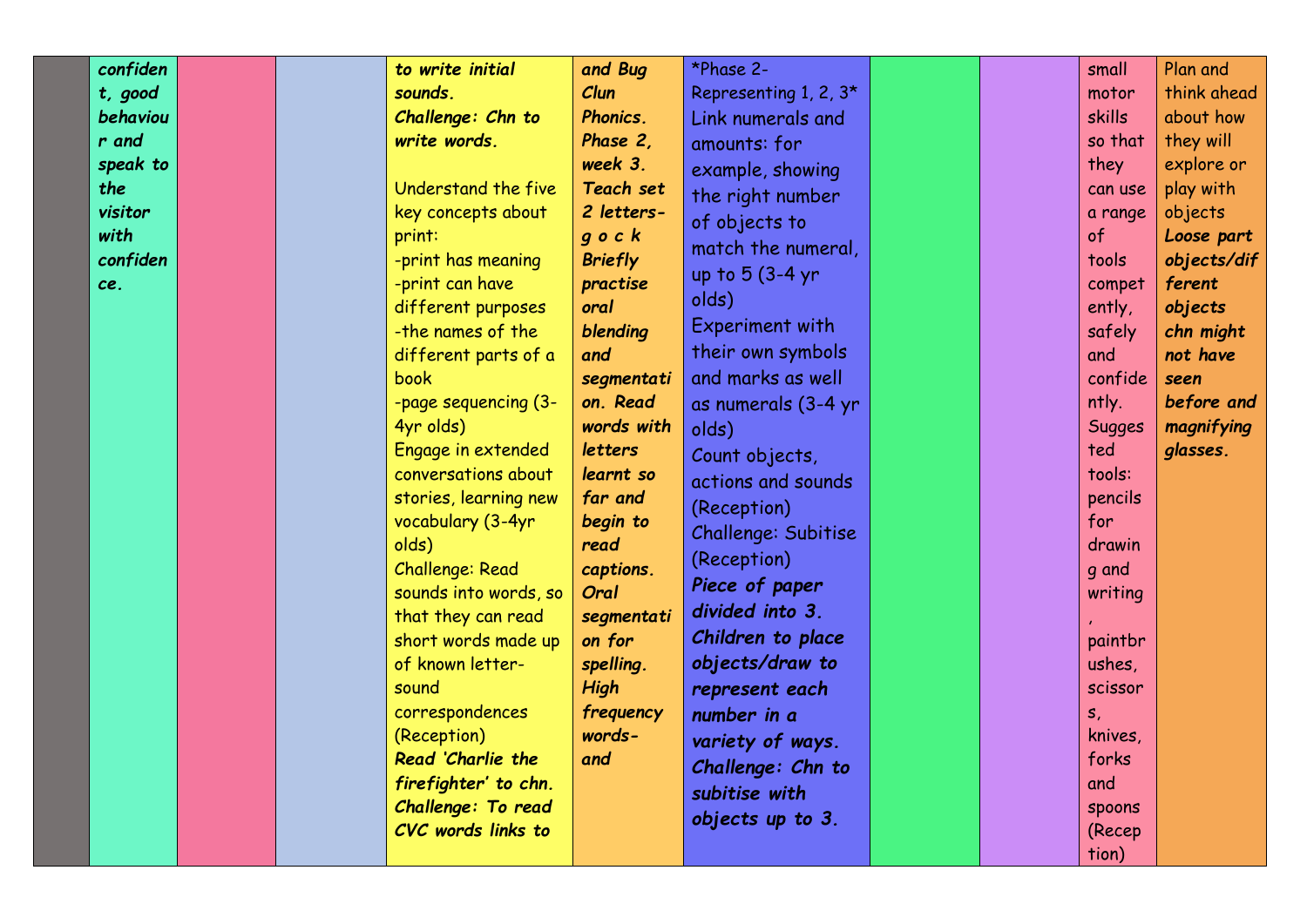|  |  |  |  |  |  |  |  |  |  |  |
|---|---|---|---|---|---|---|---|---|---|---|
|  | ***confident, good behaviour and speak to the visitor with confidence.*** |  |  | ***to write initial sounds.*** <br> ***Challenge: Chn to write words.*** <br><br> Understand the five key concepts about print: <br> -print has meaning <br> -print can have different purposes <br> -the names of the different parts of a book <br> -page sequencing (3-4yr olds) <br> Engage in extended conversations about stories, learning new vocabulary (3-4yr olds) <br> Challenge: Read sounds into words, so that they can read short words made up of known letter-sound correspondences (Reception) <br> ***Read 'Charlie the firefighter' to chn.*** <br> ***Challenge: To read CVC words links to*** | ***and Bug Clun Phonics. Phase 2, week 3. Teach set 2 letters- g o c k Briefly practise oral blending and segmentation. Read words with letters learnt so far and begin to read captions. Oral segmentation for spelling. High frequency words- and*** | *Phase 2- Representing 1, 2, 3* <br> Link numerals and amounts: for example, showing the right number of objects to match the numeral, up to 5 (3-4 yr olds) <br> Experiment with their own symbols and marks as well as numerals (3-4 yr olds) <br> Count objects, actions and sounds (Reception) <br> Challenge: Subitise (Reception) <br> ***Piece of paper divided into 3. Children to place objects/draw to represent each number in a variety of ways.*** <br> ***Challenge: Chn to subitise with objects up to 3.*** |  |  | small motor skills so that they can use a range of tools competently, safely and confidently. Suggested tools: pencils for drawing and writing, paintbrushes, scissors, knives, forks and spoons (Reception) | Plan and think ahead about how they will explore or play with objects <br> ***Loose part objects/different objects chn might not have seen before and magnifying glasses.*** |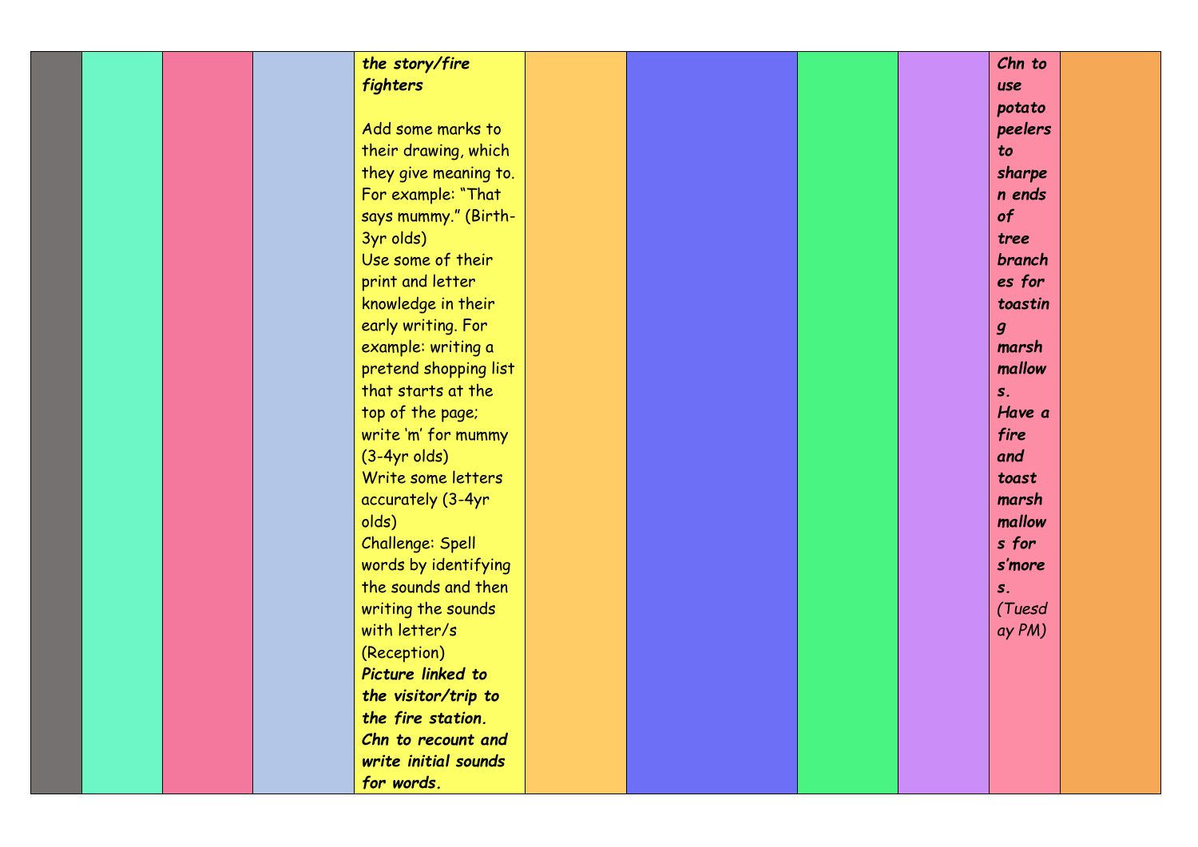| | | | | | | | | | | |
|---|---|---|---|---|---|---|---|---|---|---|
| | | | | ***the story/fire fighters***<br><br>Add some marks to their drawing, which they give meaning to. For example: "That says mummy." (Birth-3yr olds)<br>Use some of their print and letter knowledge in their early writing. For example: writing a pretend shopping list that starts at the top of the page; write 'm' for mummy (3-4yr olds)<br>Write some letters accurately (3-4yr olds)<br>Challenge: Spell words by identifying the sounds and then writing the sounds with letter/s (Reception)<br>***Picture linked to the visitor/trip to the fire station. Chn to recount and write initial sounds for words.*** | | | | | ***Chn to use potato peelers to sharpen ends of tree branches for toasting marshmallows. Have a fire and toast marshmallows for s'mores.*** *(Tuesday PM)* | |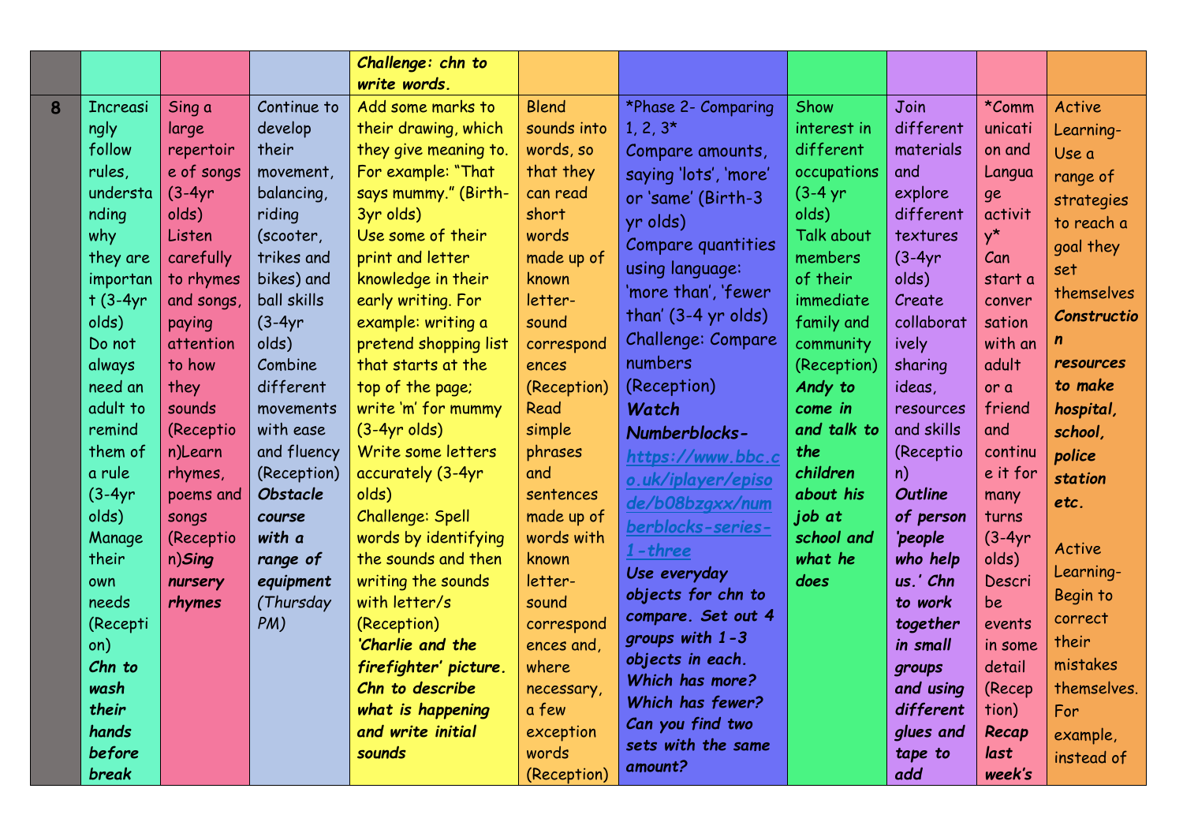|  |  |  |  | *Challenge: chn to write words.* |  |  |  |  |  |  |
|---|---|---|---|---|---|---|---|---|---|---|
| **8** | Increasingly follow rules, understanding why they are important (3-4yr olds) Do not always need an adult to remind them of a rule (3-4yr olds) Manage their own needs (Reception) ***Chn to wash their hands before break*** | Sing a large repertoire of songs (3-4yr olds) Listen carefully to rhymes and songs, paying attention to how they sounds (Reception)Learn rhymes, poems and songs (Reception)***Sing nursery rhymes*** | Continue to develop their movement, balancing, riding (scooter, trikes and bikes) and ball skills (3-4yr olds) Combine different movements with ease and fluency (Reception) ***Obstacle course with a range of equipment*** (Thursday PM) | Add some marks to their drawing, which they give meaning to. For example: "That says mummy." (Birth-3yr olds) Use some of their print and letter knowledge in their early writing. For example: writing a pretend shopping list that starts at the top of the page; write 'm' for mummy (3-4yr olds) Write some letters accurately (3-4yr olds) Challenge: Spell words by identifying the sounds and then writing the sounds with letter/s (Reception) ***'Charlie and the firefighter' picture. Chn to describe what is happening and write initial sounds*** | Blend sounds into words, so that they can read short words made up of known letter-sound correspondences (Reception) Read simple phrases and sentences made up of words with known letter-sound correspondences and, where necessary, a few exception words (Reception) | *Phase 2- Comparing 1, 2, 3* Compare amounts, saying 'lots', 'more' or 'same' (Birth-3 yr olds) Compare quantities using language: 'more than', 'fewer than' (3-4 yr olds) Challenge: Compare numbers (Reception) ***Watch Numberblocks- https://www.bbc.co.uk/iplayer/episode/b08bzgxx/numberblocks-series-1-three*** ***Use everyday objects for chn to compare. Set out 4 groups with 1-3 objects in each. Which has more? Which has fewer? Can you find two sets with the same amount?*** | Show interest in different occupations (3-4 yr olds) Talk about members of their immediate family and community (Reception) ***Andy to come in and talk to the children about his job at school and what he does*** | Join different materials and explore different textures (3-4yr olds) Create collaboratively sharing ideas, resources and skills (Reception) ***Outline of person 'people who help us.' Chn to work together in small groups and using different glues and tape to add*** | *Communication and Language activity* Can start a conversation with an adult or a friend and continue it for many turns (3-4yr olds) Describe events in some detail (Reception) ***Recap last week's*** | Active Learning- Use a range of strategies to reach a goal they set themselves ***Construction resources to make hospital, school, police station etc.*** Active Learning- Begin to correct their mistakes themselves. For example, instead of |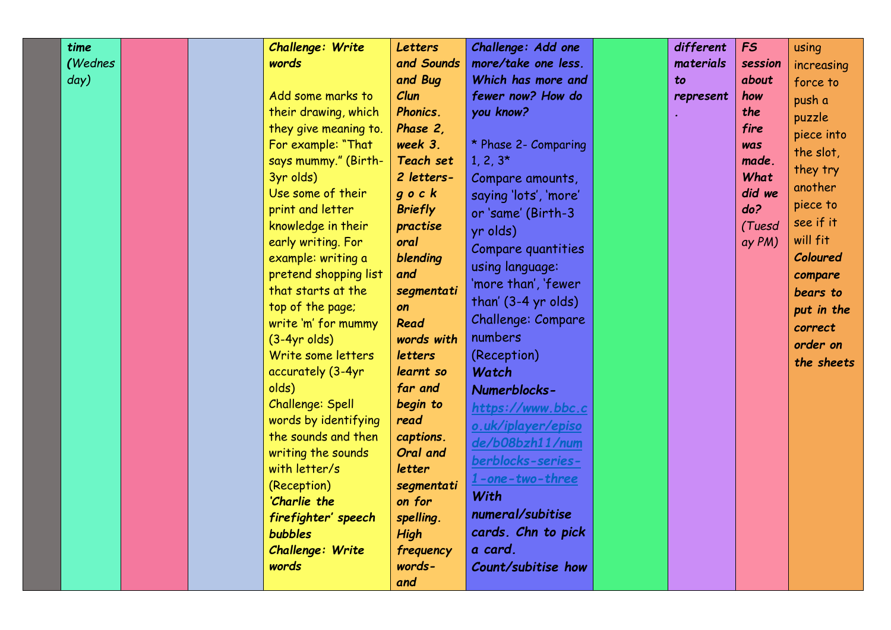| | | | | | | | | | | |
|---|---|---|---|---|---|---|---|---|---|---|
| | ***time*** *(Wednesday)* | | | ***Challenge: Write words***<br><br>Add some marks to their drawing, which they give meaning to. For example: "That says mummy." (Birth-3yr olds)<br>Use some of their print and letter knowledge in their early writing. For example: writing a pretend shopping list that starts at the top of the page; write 'm' for mummy (3-4yr olds)<br>Write some letters accurately (3-4yr olds)<br>Challenge: Spell words by identifying the sounds and then writing the sounds with letter/s (Reception)<br>***'Charlie the firefighter' speech bubbles***<br>***Challenge: Write words*** | ***Letters and Sounds and Bug Clun Phonics. Phase 2, week 3. Teach set 2 letters- g o c k Briefly practise oral blending and segmentation Read words with letters learnt so far and begin to read captions. Oral and letter segmentation for spelling. High frequency words- and*** | ***Challenge: Add one more/take one less. Which has more and fewer now? How do you know?***<br><br>* Phase 2- Comparing 1, 2, 3*<br>Compare amounts, saying 'lots', 'more' or 'same' (Birth-3 yr olds)<br>Compare quantities using language: 'more than', 'fewer than' (3-4 yr olds)<br>Challenge: Compare numbers (Reception)<br>***Watch Numerblocks- [https://www.bbc.co.uk/iplayer/episode/b08bzh11/numberblocks-series-1-one-two-three](https://www.bbc.co.uk/iplayer/episode/b08bzh11/numberblocks-series-1-one-two-three) With numeral/subitise cards. Chn to pick a card. Count/subitise how*** | | ***different materials to represent.*** | ***FS session about how the fire was made. What did we do?*** *(Tuesday PM)* | using increasing force to push a puzzle piece into the slot, they try another piece to see if it will fit<br>***Coloured compare bears to put in the correct order on the sheets*** |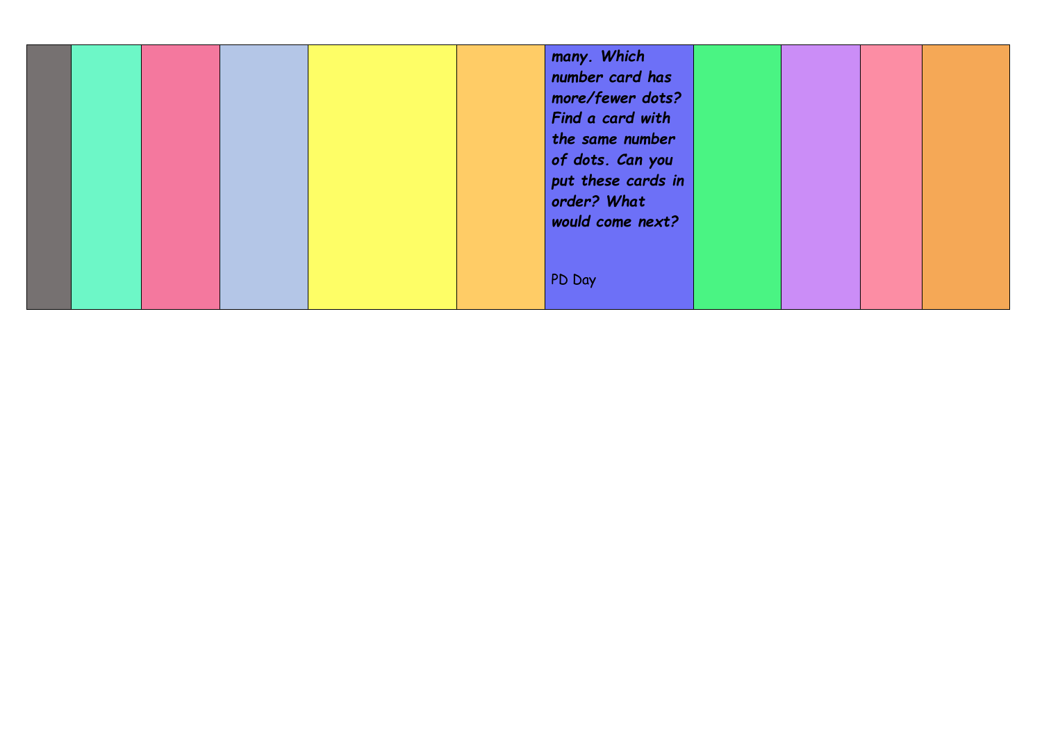| | | | | | | | | | | |
|---|---|---|---|---|---|---|---|---|---|---|
| | | | | | | ***many. Which number card has more/fewer dots? Find a card with the same number of dots. Can you put these cards in order? What would come next?***<br><br>PD Day | | | | |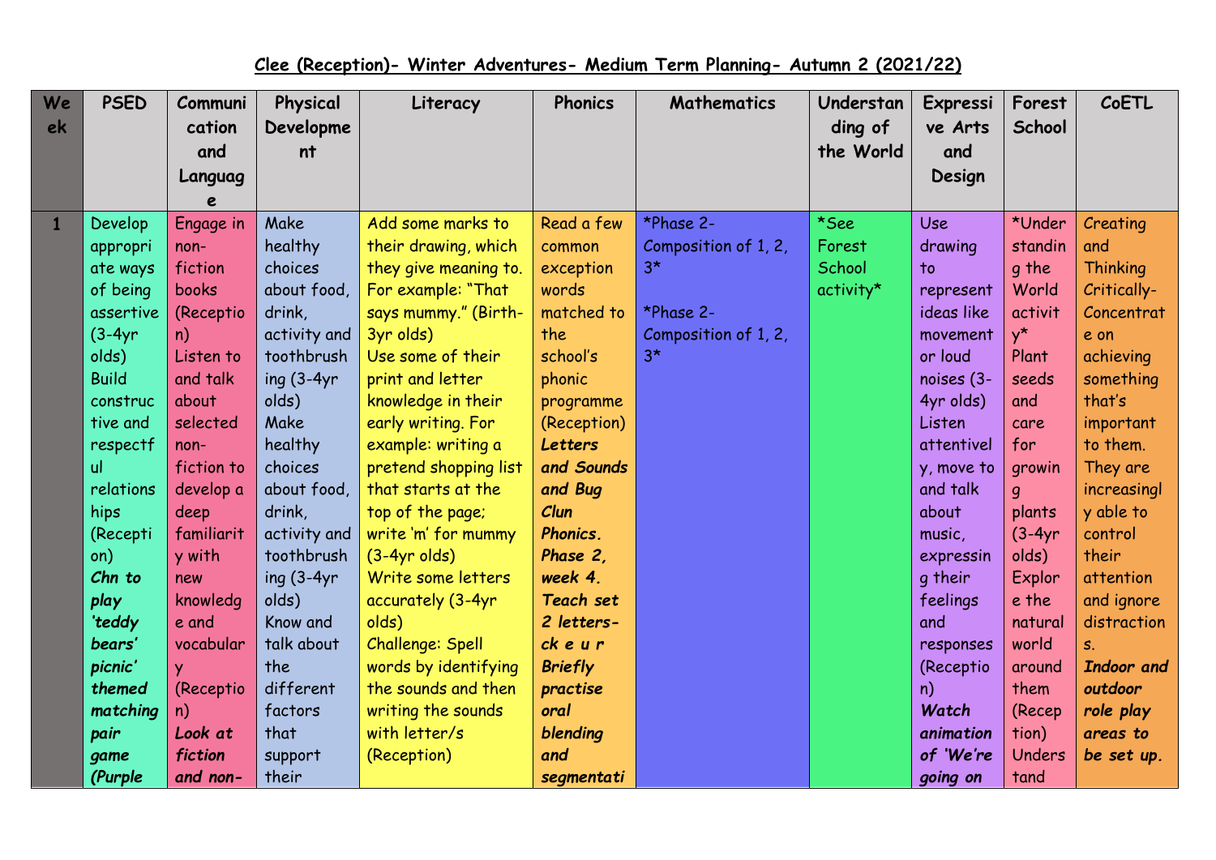# Clee (Reception)- Winter Adventures- Medium Term Planning- Autumn 2 (2021/22)

| Week | PSED | Communication and Language | Physical Development | Literacy | Phonics | Mathematics | Understanding of the World | Expressive Arts and Design | Forest School | CoETL |
|---|---|---|---|---|---|---|---|---|---|---|
| 1 | Develop appropriate ways of being assertive (3-4yr olds) Build constructive and respectful relationships (Reception) ***Chn to play 'teddy bears' picnic' themed matching pair game (Purple** | Engage in non-fiction books (Reception) Listen to and talk about selected non-fiction to develop a deep familiarity with new knowledge and vocabulary (Reception) ***Look at fiction and non-** | Make healthy choices about food, drink, activity and toothbrushing (3-4yr olds) Make healthy choices about food, drink, activity and toothbrushing (3-4yr olds) Know and talk about the different factors that support their | Add some marks to their drawing, which they give meaning to. For example: "That says mummy." (Birth-3yr olds) Use some of their print and letter knowledge in their early writing. For example: writing a pretend shopping list that starts at the top of the page; write 'm' for mummy (3-4yr olds) Write some letters accurately (3-4yr olds) Challenge: Spell words by identifying the sounds and then writing the sounds with letter/s (Reception) | Read a few common exception words matched to the school's phonic programme (Reception) ***Letters and Sounds and Bug Clun Phonics. Phase 2, week 4. Teach set 2 letters- ck e u r Briefly practise oral blending and segmentati** | *Phase 2- Composition of 1, 2, 3* *Phase 2- Composition of 1, 2, 3* | *See Forest School activity* | Use drawing to represent ideas like movement or loud noises (3-4yr olds) Listen attentively, move to and talk about music, expressing their feelings and responses (Reception) ***Watch animation of 'We're going on** | *Understanding the World activity* Plant seeds and care for growing plants (3-4yr olds) Explore the natural world around them (Reception) Understand | Creating and Thinking Critically- Concentrate on achieving something that's important to them. They are increasingly able to control their attention and ignore distractions. ***Indoor and outdoor role play areas to be set up.*** |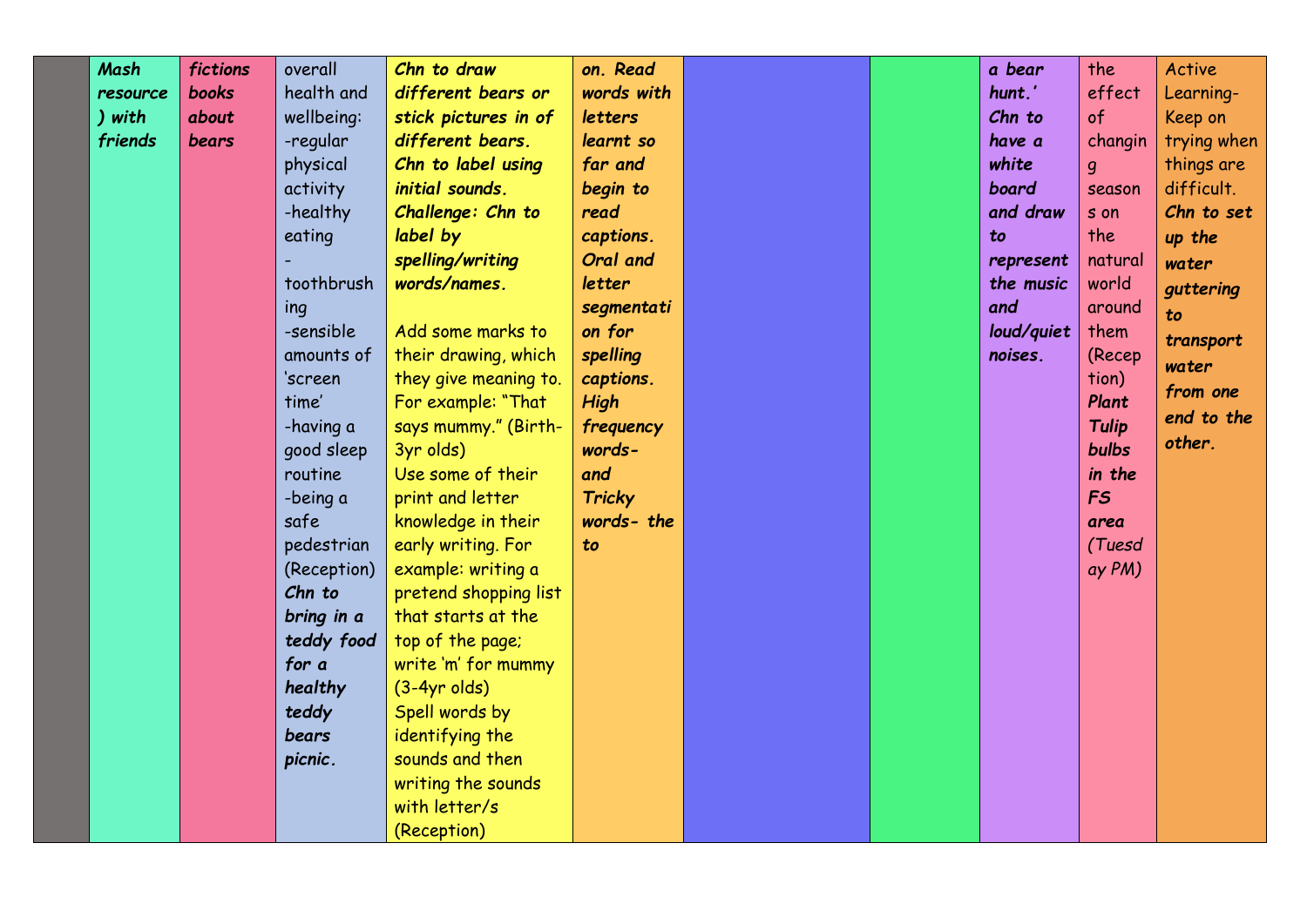|  |  |  |  |  |  |  |  |  |  |  |
|---|---|---|---|---|---|---|---|---|---|---|
|  | ***Mash resource) with friends*** | ***fictions books about bears*** | overall health and wellbeing:<br>-regular physical activity<br>-healthy eating<br>-toothbrushing<br>-sensible amounts of 'screen time'<br>-having a good sleep routine<br>-being a safe pedestrian (Reception)<br>***Chn to bring in a teddy food for a healthy teddy bears picnic.*** | ***Chn to draw different bears or stick pictures in of different bears. Chn to label using initial sounds. Challenge: Chn to label by spelling/writing words/names.***<br><br>Add some marks to their drawing, which they give meaning to. For example: "That says mummy." (Birth-3yr olds)<br>Use some of their print and letter knowledge in their early writing. For example: writing a pretend shopping list that starts at the top of the page; write 'm' for mummy (3-4yr olds)<br>Spell words by identifying the sounds and then writing the sounds with letter/s (Reception) | ***on. Read words with letters learnt so far and begin to read captions. Oral and letter segmentation for spelling captions. High frequency words- and Tricky words- the to*** |  |  | ***a bear hunt.' Chn to have a white board and draw to represent the music and loud/quiet noises.*** | the effect of changing seasons on the natural world around them (Reception)<br>***Plant Tulip bulbs in the FS area (Tuesday PM)*** | Active Learning- Keep on trying when things are difficult.<br>***Chn to set up the water guttering to transport water from one end to the other.*** |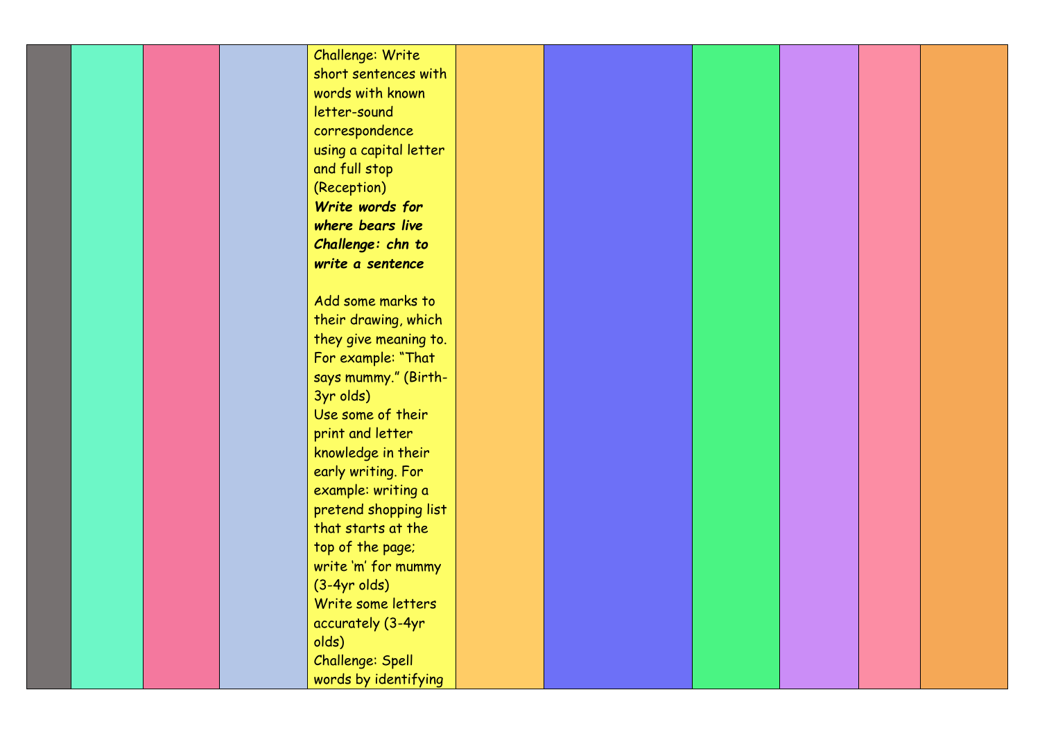| | | | | | | | | | | |
|---|---|---|---|---|---|---|---|---|---|---|
| | | | | Challenge: Write short sentences with words with known letter-sound correspondence using a capital letter and full stop (Reception)<br>***Write words for where bears live***<br>***Challenge: chn to write a sentence***<br><br>Add some marks to their drawing, which they give meaning to. For example: "That says mummy." (Birth-3yr olds)<br>Use some of their print and letter knowledge in their early writing. For example: writing a pretend shopping list that starts at the top of the page; write 'm' for mummy (3-4yr olds)<br>Write some letters accurately (3-4yr olds)<br>Challenge: Spell words by identifying | | | | | | |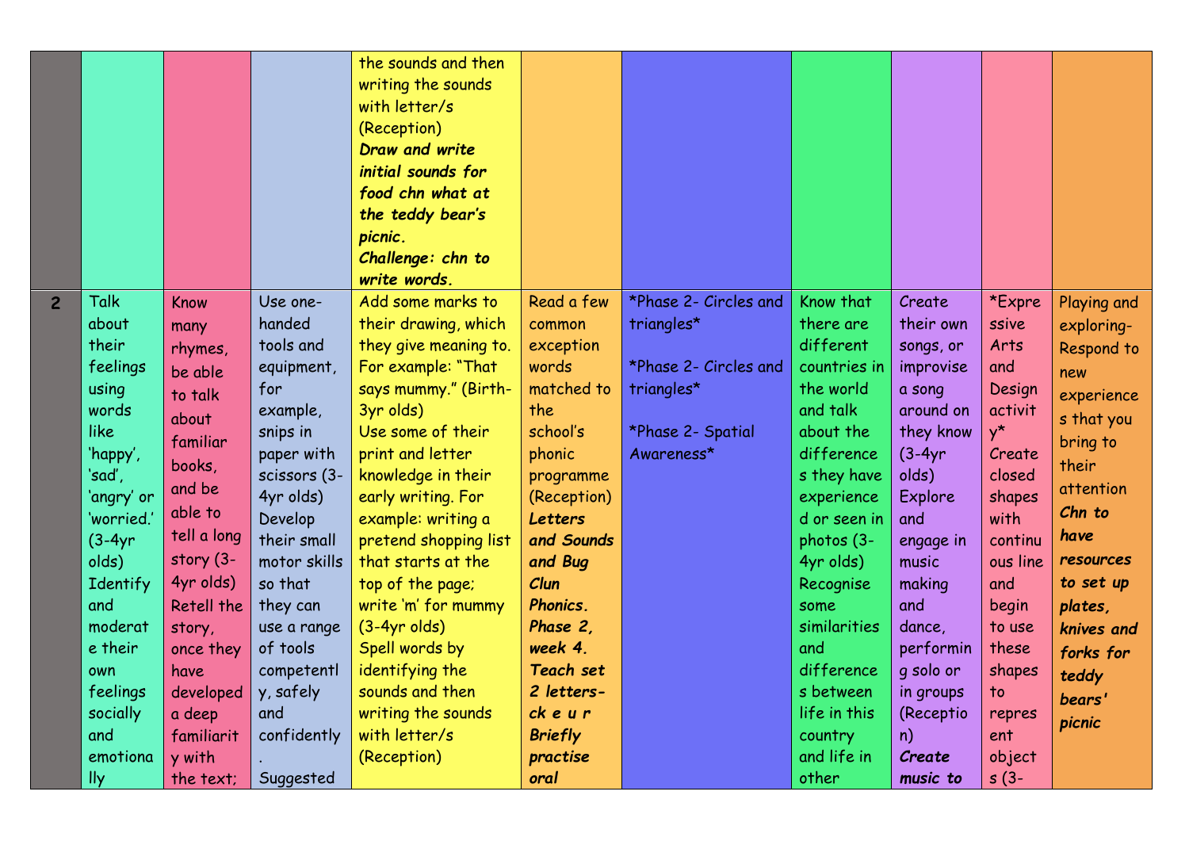| | | | | | | | | | | |
|---|---|---|---|---|---|---|---|---|---|---|
| | | | | the sounds and then writing the sounds with letter/s (Reception) ***Draw and write initial sounds for food chn what at the teddy bear's picnic.*** ***Challenge: chn to write words.*** | | | | | | |
| **2** | Talk about their feelings using words like 'happy', 'sad', 'angry' or 'worried.' (3-4yr olds) Identify and moderate their own feelings socially and emotionally | Know many rhymes, be able to talk about familiar books, and be able to tell a long story (3-4yr olds) Retell the story, once they have developed a deep familiarity with the text; | Use one-handed tools and equipment, for example, snips in paper with scissors (3-4yr olds) Develop their small motor skills so that they can use a range of tools competently, safely and confidently. Suggested | Add some marks to their drawing, which they give meaning to. For example: "That says mummy." (Birth-3yr olds) Use some of their print and letter knowledge in their early writing. For example: writing a pretend shopping list that starts at the top of the page; write 'm' for mummy (3-4yr olds) Spell words by identifying the sounds and then writing the sounds with letter/s (Reception) | Read a few common exception words matched to the school's phonic programme (Reception) ***Letters and Sounds and Bug Clun Phonics. Phase 2, week 4. Teach set 2 letters- ck e u r Briefly practise oral*** | *Phase 2- Circles and triangles* *Phase 2- Circles and triangles* *Phase 2- Spatial Awareness* | Know that there are different countries in the world and talk about the differences they have experienced or seen in photos (3-4yr olds) Recognise some similarities and differences between life in this country and life in other | Create their own songs, or improvise a song around on they know (3-4yr olds) Explore and engage in music making and dance, performing solo or in groups (Reception) ***Create music to*** | *Expressive Arts and Design activity* Create closed shapes with continuous line and begin to use these shapes to represent objects (3- | Playing and exploring- Respond to new experiences that you bring to their attention ***Chn to have resources to set up plates, knives and forks for teddy bears' picnic*** |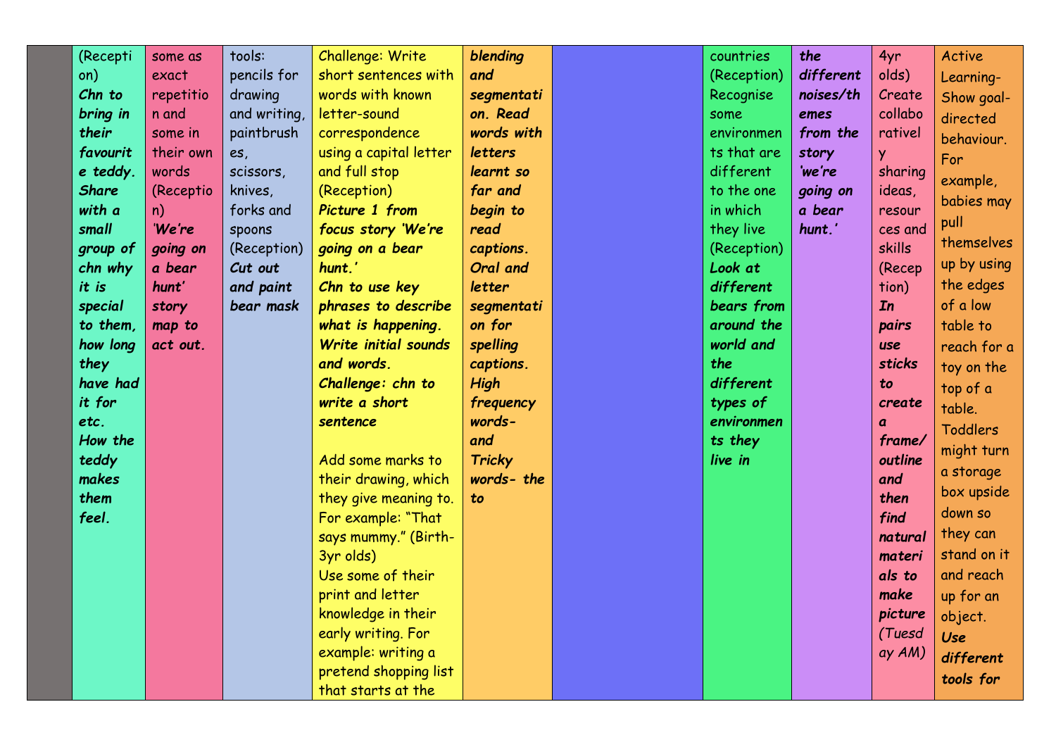| | | | | | | | | | | |
|---|---|---|---|---|---|---|---|---|---|---|
| | (Reception) ***Chn to bring in their favourite teddy. Share with a small group of chn why it is special to them, how long they have had it for etc. How the teddy makes them feel.*** | some as exact repetition and some in their own words (Reception) ***'We're going on a bear hunt' story map to act out.*** | tools: pencils for drawing and writing, paintbrushes, scissors, knives, forks and spoons (Reception) ***Cut out and paint bear mask*** | Challenge: Write short sentences with words with known letter-sound correspondence using a capital letter and full stop (Reception) ***Picture 1 from focus story 'We're going on a bear hunt.' Chn to use key phrases to describe what is happening. Write initial sounds and words. Challenge: chn to write a short sentence*** Add some marks to their drawing, which they give meaning to. For example: "That says mummy." (Birth-3yr olds) Use some of their print and letter knowledge in their early writing. For example: writing a pretend shopping list that starts at the | ***blending and segmentation. Read words with letters learnt so far and begin to read captions. Oral and letter segmentation for spelling captions. High frequency words- and Tricky words- the to*** | | countries (Reception) Recognise some environments that are different to the one in which they live (Reception) ***Look at different bears from around the world and the different types of environments they live in*** | ***the different noises/themes from the story 'we're going on a bear hunt.'*** | 4yr olds) Create collaboratively sharing ideas, resources and skills (Reception) ***In pairs use sticks to create a frame/ outline and then find natural materials to make picture*** (Tuesday AM) | Active Learning- Show goal-directed behaviour. For example, babies may pull themselves up by using the edges of a low table to reach for a toy on the top of a table. Toddlers might turn a storage box upside down so they can stand on it and reach up for an object. ***Use different tools for*** |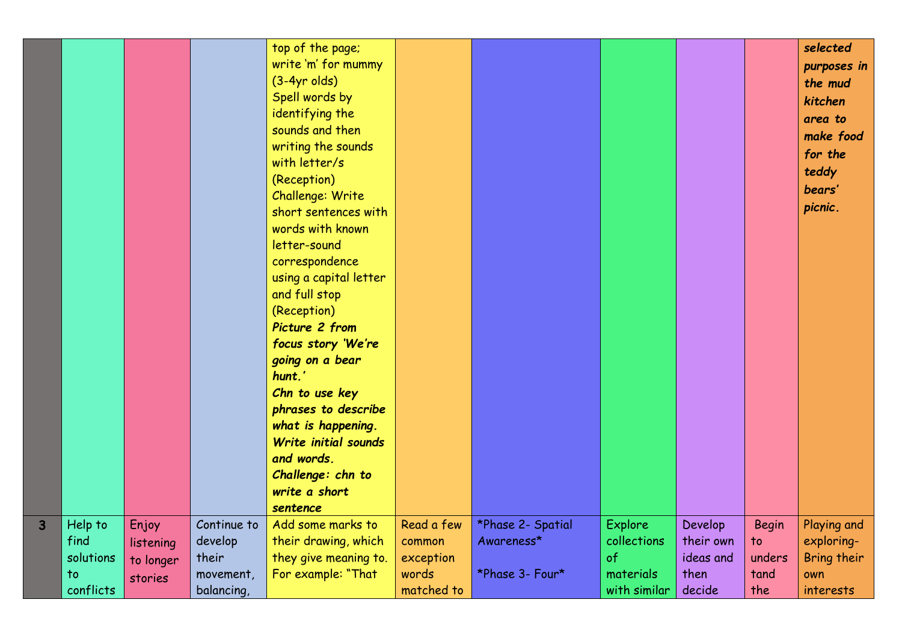| | | | | | | | | | | |
|---|---|---|---|---|---|---|---|---|---|---|
| | | | | top of the page; write 'm' for mummy (3-4yr olds)<br>Spell words by identifying the sounds and then writing the sounds with letter/s (Reception)<br>Challenge: Write short sentences with words with known letter-sound correspondence using a capital letter and full stop (Reception)<br>***Picture 2 from focus story 'We're going on a bear hunt.'***<br>***Chn to use key phrases to describe what is happening.***<br>***Write initial sounds and words.***<br>***Challenge: chn to write a short sentence*** | | | | | | ***selected purposes in the mud kitchen area to make food for the teddy bears' picnic.*** |
| **3** | Help to find solutions to conflicts | Enjoy listening to longer stories | Continue to develop their movement, balancing, | Add some marks to their drawing, which they give meaning to. For example: "That | Read a few common exception words matched to | *Phase 2- Spatial Awareness*<br><br>*Phase 3- Four* | Explore collections of materials with similar | Develop their own ideas and then decide | Begin to unders tand the | Playing and exploring- Bring their own interests |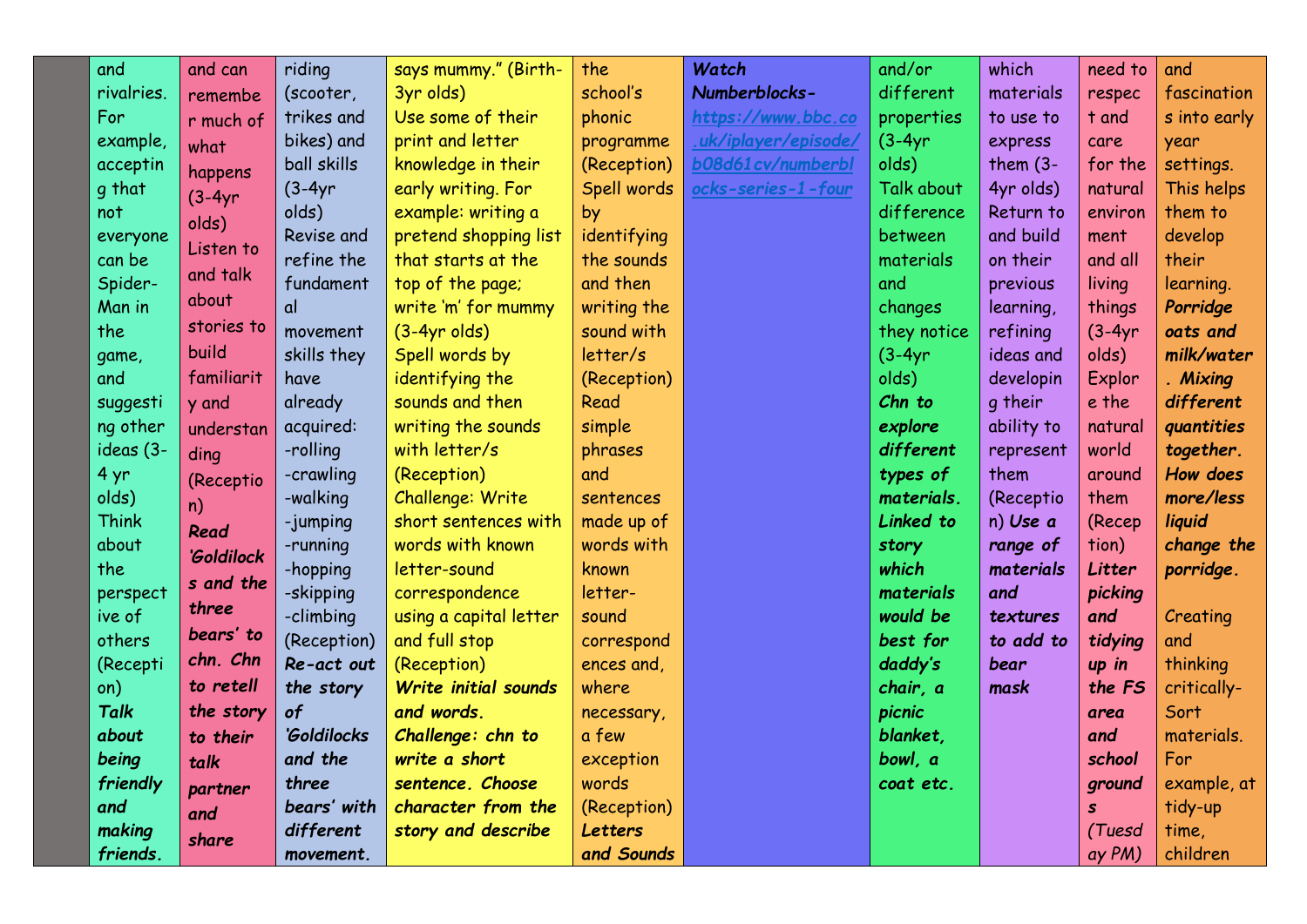|  | and rivalries. For example, accepting that not everyone can be Spider-Man in the game, and suggesting other ideas (3-4 yr olds) Think about the perspective of others (Reception) ***Talk about being friendly and making friends.*** | and can remember much of what happens (3-4yr olds) Listen to and talk about stories to build familiarity and understanding (Reception) ***Read 'Goldilocks and the three bears' to chn. Chn to retell the story to their talk partner and share*** | riding (scooter, trikes and bikes) and ball skills (3-4yr olds) Revise and refine the fundamental movement skills they have already acquired: -rolling -crawling -walking -jumping -running -hopping -skipping -climbing (Reception) ***Re-act out the story of 'Goldilocks and the three bears' with different movement.*** | says mummy." (Birth-3yr olds) Use some of their print and letter knowledge in their early writing. For example: writing a pretend shopping list that starts at the top of the page; write 'm' for mummy (3-4yr olds) Spell words by identifying the sounds and then writing the sounds with letter/s (Reception) Challenge: Write short sentences with words with known letter-sound correspondence using a capital letter and full stop (Reception) ***Write initial sounds and words. Challenge: chn to write a short sentence. Choose character from the story and describe*** | the school's phonic programme (Reception) Spell words by identifying the sounds and then writing the sound with letter/s (Reception) Read simple phrases and sentences made up of words with known letter-sound correspondences and, where necessary, a few exception words (Reception) ***Letters and Sounds*** | ***Watch Numberblocks- https://www.bbc.co.uk/iplayer/episode/b08d61cv/numberblocks-series-1-four*** | and/or different properties (3-4yr olds) Talk about difference between materials and changes they notice (3-4yr olds) ***Chn to explore different types of materials. Linked to story which materials would be best for daddy's chair, a picnic blanket, bowl, a coat etc.*** | which materials to use to express them (3-4yr olds) Return to and build on their previous learning, refining ideas and developing their ability to represent them (Reception) ***Use a range of materials and textures to add to bear mask*** | need to respect and care for the natural environment and all living things (3-4yr olds) Explore the natural world around them (Reception) ***Litter picking and tidying up in the FS area and school grounds (Tuesday PM)*** | and fascinations into early year settings. This helps them to develop their learning. ***Porridge oats and milk/water. Mixing different quantities together. How does more/less liquid change the porridge.*** Creating and thinking critically- Sort materials. For example, at tidy-up time, children |
|---|---|---|---|---|---|---|---|---|---|---|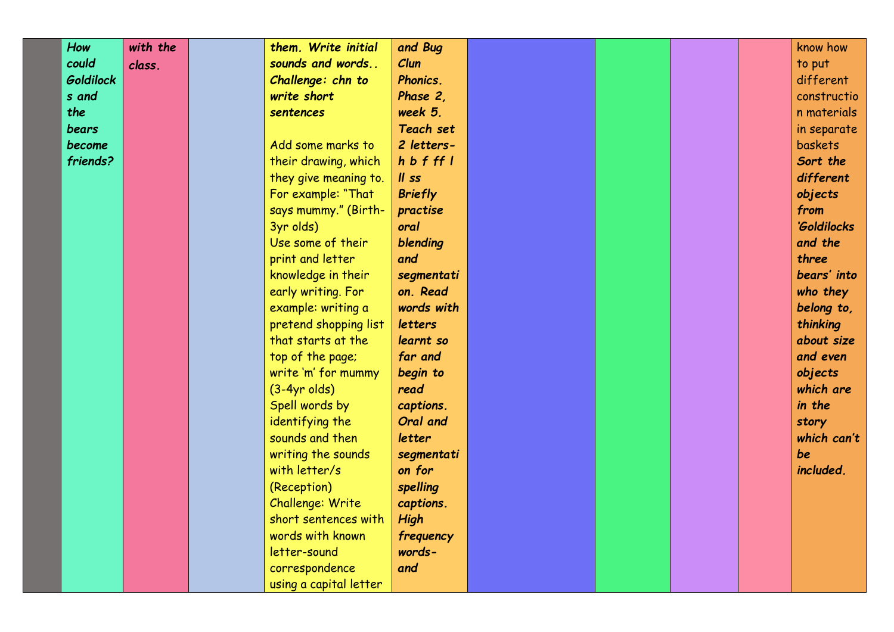|  |  |  |  |  |  |  |  |  |  |  |
|---|---|---|---|---|---|---|---|---|---|---|
|  | ***How could Goldilocks and the bears become friends?*** | ***with the class.*** |  | ***them. Write initial sounds and words.. Challenge: chn to write short sentences***<br><br>Add some marks to their drawing, which they give meaning to. For example: "That says mummy." (Birth-3yr olds)<br>Use some of their print and letter knowledge in their early writing. For example: writing a pretend shopping list that starts at the top of the page; write 'm' for mummy (3-4yr olds)<br>Spell words by identifying the sounds and then writing the sounds with letter/s (Reception)<br>Challenge: Write short sentences with words with known letter-sound correspondence using a capital letter | ***and Bug Clun Phonics. Phase 2, week 5. Teach set 2 letters- h b f ff l ll ss Briefly practise oral blending and segmentation. Read words with letters learnt so far and begin to read captions. Oral and letter segmentation for spelling captions. High frequency words- and*** |  |  |  |  | know how to put different construction materials in separate baskets ***Sort the different objects from 'Goldilocks and the three bears' into who they belong to, thinking about size and even objects which are in the story which can't be included.*** |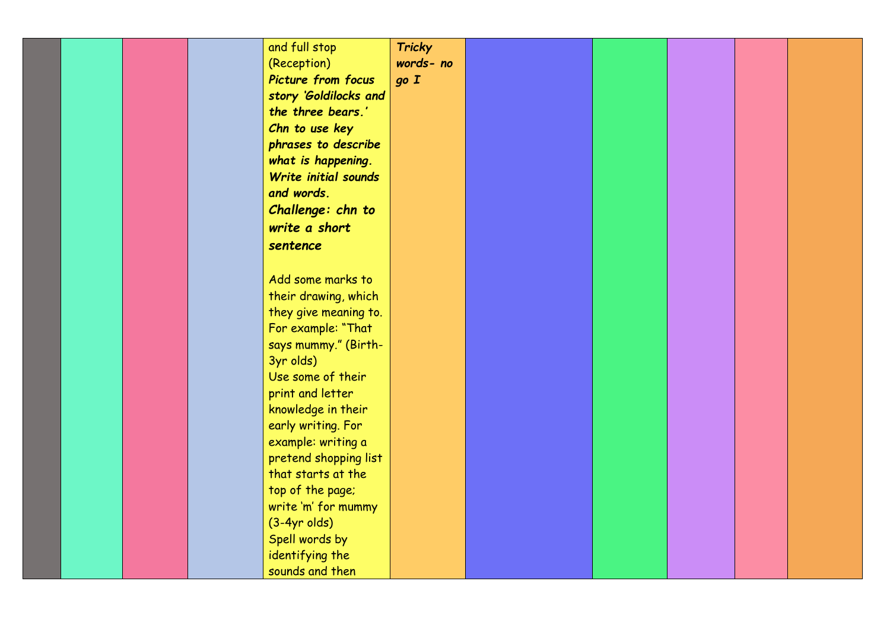| | | | | | | | | | | |
|---|---|---|---|---|---|---|---|---|---|---|
| | | | | and full stop (Reception)<br>***Picture from focus story 'Goldilocks and the three bears.' Chn to use key phrases to describe what is happening. Write initial sounds and words.***<br>***Challenge: chn to write a short sentence***<br><br>Add some marks to their drawing, which they give meaning to. For example: "That says mummy." (Birth-3yr olds)<br>Use some of their print and letter knowledge in their early writing. For example: writing a pretend shopping list that starts at the top of the page; write 'm' for mummy (3-4yr olds)<br>Spell words by identifying the sounds and then | ***Tricky words- no go I*** | | | | | |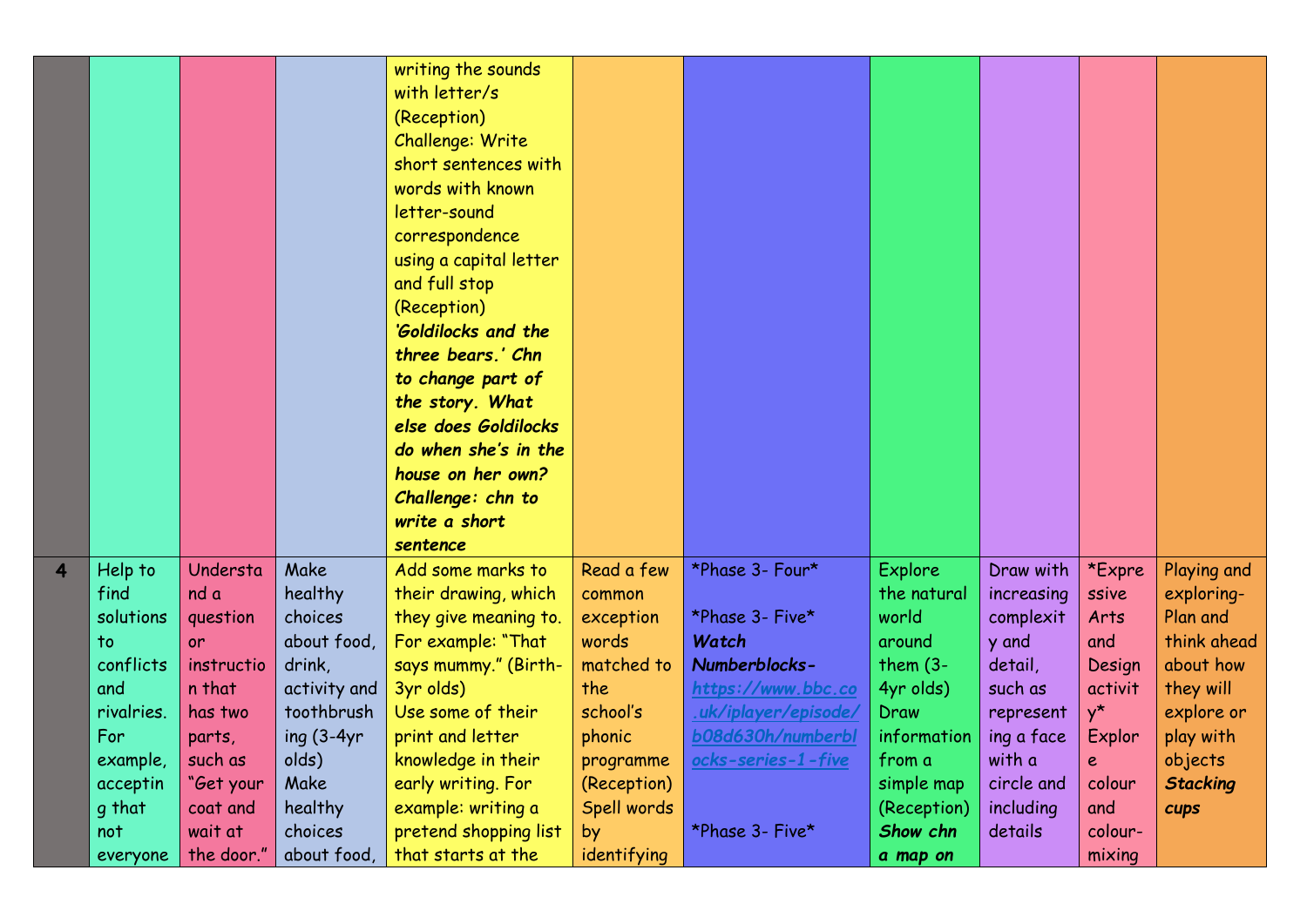|  |  |  |  |  |  |  |  |  |  |  |
|---|---|---|---|---|---|---|---|---|---|---|
|  |  |  |  | writing the sounds with letter/s (Reception) Challenge: Write short sentences with words with known letter-sound correspondence using a capital letter and full stop (Reception) ***'Goldilocks and the three bears.' Chn to change part of the story. What else does Goldilocks do when she's in the house on her own? Challenge: chn to write a short sentence*** |  |  |  |  |  |  |
| **4** | Help to find solutions to conflicts and rivalries. For example, accepting that not everyone | Understand a question or instruction that has two parts, such as "Get your coat and wait at the door." | Make healthy choices about food, drink, activity and toothbrushing (3-4yr olds) Make healthy choices about food, | Add some marks to their drawing, which they give meaning to. For example: "That says mummy." (Birth-3yr olds) Use some of their print and letter knowledge in their early writing. For example: writing a pretend shopping list that starts at the | Read a few common exception words matched to the school's phonic programme (Reception) Spell words by identifying | *Phase 3- Four* *Phase 3- Five* ***Watch Numberblocks- [https://www.bbc.co.uk/iplayer/episode/b08d630h/numberblocks-series-1-five](https://www.bbc.co.uk/iplayer/episode/b08d630h/numberblocks-series-1-five)*** *Phase 3- Five* | Explore the natural world around them (3-4yr olds) Draw information from a simple map (Reception) ***Show chn a map on*** | Draw with increasing complexity and detail, such as representing a face with a circle and including details | *Expressive Arts and Design activity* Explore colour and colour-mixing | Playing and exploring- Plan and think ahead about how they will explore or play with objects ***Stacking cups*** |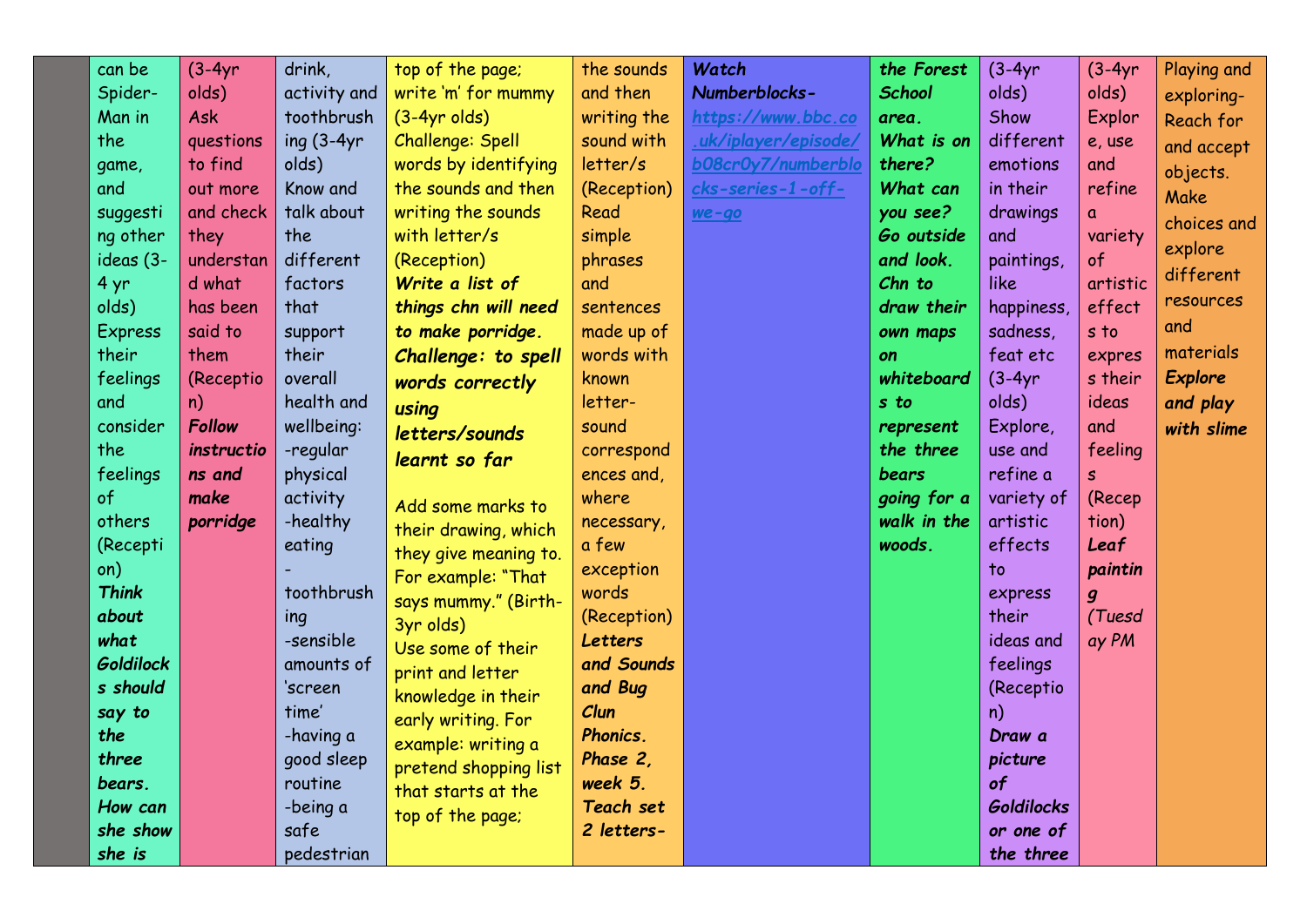|  |  |  |  |  |  |  |  |  |  |  |
|---|---|---|---|---|---|---|---|---|---|---|
|  | can be Spider-Man in the game, and suggesting other ideas (3-4 yr olds) Express their feelings and consider the feelings of others (Reception) ***Think about what Goldilocks should say to the three bears. How can she show she is*** | (3-4yr olds) Ask questions to find out more and check they understand what has been said to them (Reception) ***Follow instructions and make porridge*** | drink, activity and toothbrushing (3-4yr olds) Know and talk about the different factors that support their overall health and wellbeing: -regular physical activity -healthy eating -toothbrushing -sensible amounts of 'screen time' -having a good sleep routine -being a safe pedestrian | top of the page; write 'm' for mummy (3-4yr olds) Challenge: Spell words by identifying the sounds and then writing the sounds with letter/s (Reception) ***Write a list of things chn will need to make porridge. Challenge: to spell words correctly using letters/sounds learnt so far*** <br><br> Add some marks to their drawing, which they give meaning to. For example: "That says mummy." (Birth-3yr olds) Use some of their print and letter knowledge in their early writing. For example: writing a pretend shopping list that starts at the top of the page; | the sounds and then writing the sound with letter/s (Reception) Read simple phrases and sentences made up of words with known letter-sound correspondences and, where necessary, a few exception words (Reception) ***Letters and Sounds and Bug Clun Phonics. Phase 2, week 5. Teach set 2 letters-*** | ***Watch Numberblocks-*** https://www.bbc.co.uk/iplayer/episode/b08cr0y7/numberblocks-series-1-off-we-go | ***the Forest School area. What is on there? What can you see? Go outside and look. Chn to draw their own maps on whiteboards to represent the three bears going for a walk in the woods.*** | (3-4yr olds) Show different emotions in their drawings and paintings, like happiness, sadness, feat etc (3-4yr olds) Explore, use and refine a variety of artistic effects to express their ideas and feelings (Reception) ***Draw a picture of Goldilocks or one of the three*** | (3-4yr olds) Explore, use and refine a variety of artistic effects to express their ideas and feelings (Reception) ***Leaf painting (Tuesday PM*** | Playing and exploring- Reach for and accept objects. Make choices and explore different resources and materials ***Explore and play with slime*** |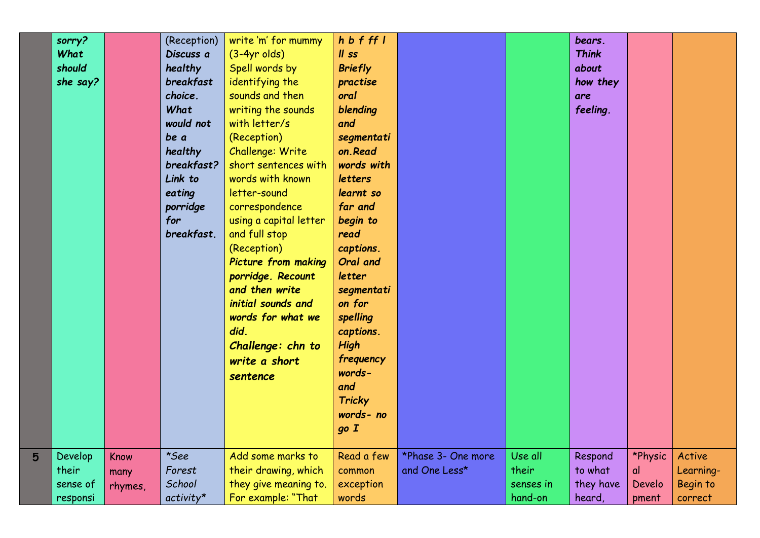|  |  |  |  |  |  |  |  |  |  |  |
|---|---|---|---|---|---|---|---|---|---|---|
|  | ***sorry? What should she say?*** |  | (Reception) ***Discuss a healthy breakfast choice. What would not be a healthy breakfast? Link to eating porridge for breakfast.*** | write 'm' for mummy (3-4yr olds) Spell words by identifying the sounds and then writing the sounds with letter/s (Reception) Challenge: Write short sentences with words with known letter-sound correspondence using a capital letter and full stop (Reception) ***Picture from making porridge. Recount and then write initial sounds and words for what we did.*** ***Challenge: chn to write a short sentence*** | ***h b f ff l ll ss Briefly practise oral blending and segmentation.Read words with letters learnt so far and begin to read captions. Oral and letter segmentation for spelling captions. High frequency words- and Tricky words- no go I*** |  |  | ***bears. Think about how they are feeling.*** |  |  |
| **5** | Develop their sense of responsi | Know many rhymes, | *\*See Forest School activity\** | Add some marks to their drawing, which they give meaning to. For example: "That | Read a few common exception words | \*Phase 3- One more and One Less\* | Use all their senses in hand-on | Respond to what they have heard, | \*Physical Development | Active Learning- Begin to correct |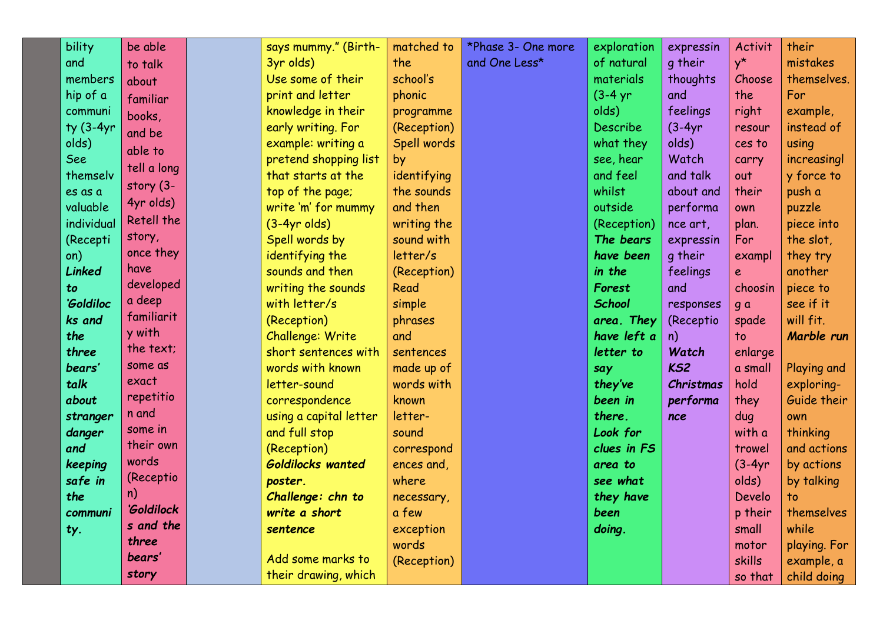|  |  |  |  |  |  |  |  |  |  |  |
|---|---|---|---|---|---|---|---|---|---|---|
|  | bility and membership of a community (3-4yr olds) See themselves as a valuable individual (Reception) ***Linked to 'Goldilocks and the three bears' talk about stranger danger and keeping safe in the community.*** | be able to talk about familiar books, and be able to tell a long story (3-4yr olds) Retell the story, once they have developed a deep familiarity with the text; some as exact repetition and some in their own words (Reception) ***'Goldilocks and the three bears' story*** |  | says mummy." (Birth-3yr olds) Use some of their print and letter knowledge in their early writing. For example: writing a pretend shopping list that starts at the top of the page; write 'm' for mummy (3-4yr olds) Spell words by identifying the sounds and then writing the sounds with letter/s (Reception) Challenge: Write short sentences with words with known letter-sound correspondence using a capital letter and full stop (Reception) ***Goldilocks wanted poster. Challenge: chn to write a short sentence*** Add some marks to their drawing, which | matched to the school's phonic programme (Reception) Spell words by identifying the sounds and then writing the sound with letter/s (Reception) Read simple phrases and sentences made up of words with known letter-sound correspondences and, where necessary, a few exception words (Reception) | *Phase 3- One more and One Less* | exploration of natural materials (3-4 yr olds) Describe what they see, hear and feel whilst outside (Reception) ***The bears have been in the Forest School area. They have left a letter to say they've been in there. Look for clues in FS area to see what they have been doing.*** | expressing their thoughts and feelings (3-4yr olds) Watch and talk about and performance art, expressing their feelings and responses (Reception) ***Watch KS2 Christmas performance*** | Activity* Choose the right resources to carry out their own plan. For example choosing a spade to enlarge a small hold they dug with a trowel (3-4yr olds) Develop their small motor skills so that | their mistakes themselves. For example, instead of using increasingly force to push a puzzle piece into the slot, they try another piece to see if it will fit. ***Marble run*** Playing and exploring- Guide their own thinking and actions by actions by talking to themselves while playing. For example, a child doing |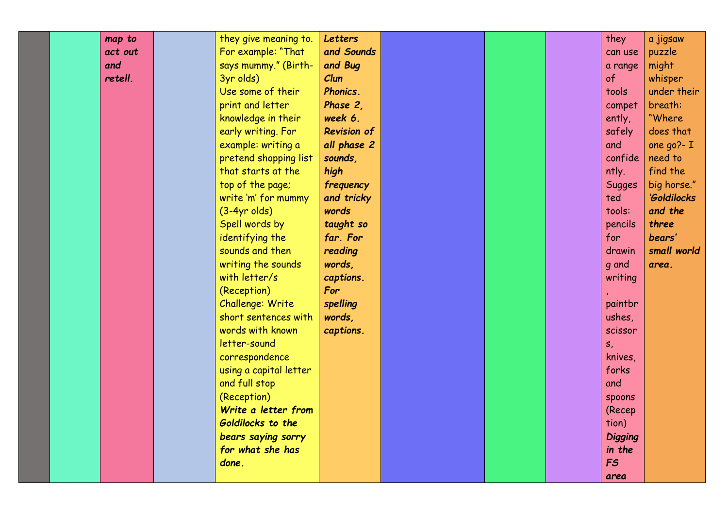|  |  |  |  |  |  |  |  |  |  |  |
|---|---|---|---|---|---|---|---|---|---|---|
|  |  | ***map to act out and retell.*** |  | they give meaning to. For example: "That says mummy." (Birth-3yr olds)<br>Use some of their print and letter knowledge in their early writing. For example: writing a pretend shopping list that starts at the top of the page; write 'm' for mummy (3-4yr olds)<br>Spell words by identifying the sounds and then writing the sounds with letter/s (Reception)<br>Challenge: Write short sentences with words with known letter-sound correspondence using a capital letter and full stop (Reception)<br>***Write a letter from Goldilocks to the bears saying sorry for what she has done.*** | ***Letters and Sounds and Bug Clun Phonics. Phase 2, week 6. Revision of all phase 2 sounds, high frequency and tricky words taught so far. For reading words, captions. For spelling words, captions.*** |  |  |  | they can use a range of tools competently, safely and confidently. Suggested tools: pencils for drawing and writing, paintbrushes, scissors, knives, forks and spoons (Reception)<br>***Digging in the FS area*** | a jigsaw puzzle might whisper under their breath: "Where does that one go?- I need to find the big horse."<br>***'Goldilocks and the three bears' small world area.*** |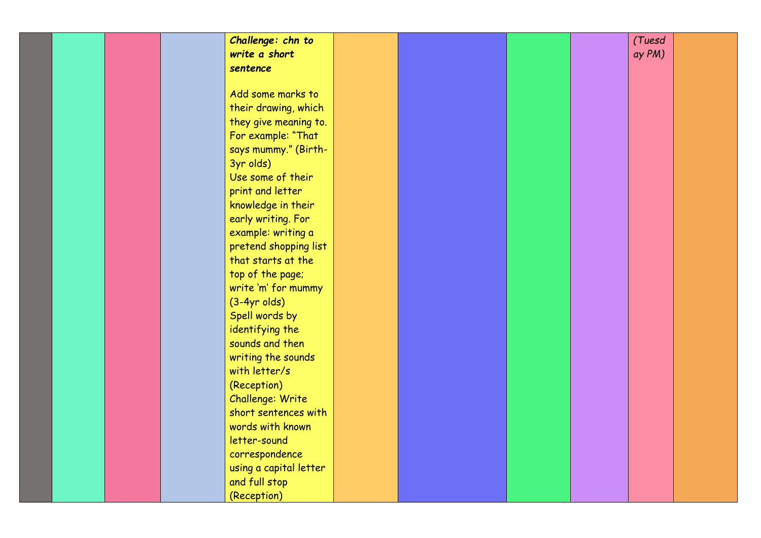|  |  |  |  | ***Challenge: chn to write a short sentence***<br><br>Add some marks to their drawing, which they give meaning to. For example: "That says mummy." (Birth-3yr olds)<br>Use some of their print and letter knowledge in their early writing. For example: writing a pretend shopping list that starts at the top of the page; write 'm' for mummy (3-4yr olds)<br>Spell words by identifying the sounds and then writing the sounds with letter/s (Reception)<br>Challenge: Write short sentences with words with known letter-sound correspondence using a capital letter and full stop (Reception) |  |  |  |  | *(Tuesday PM)* |  |
|---|---|---|---|---|---|---|---|---|---|---|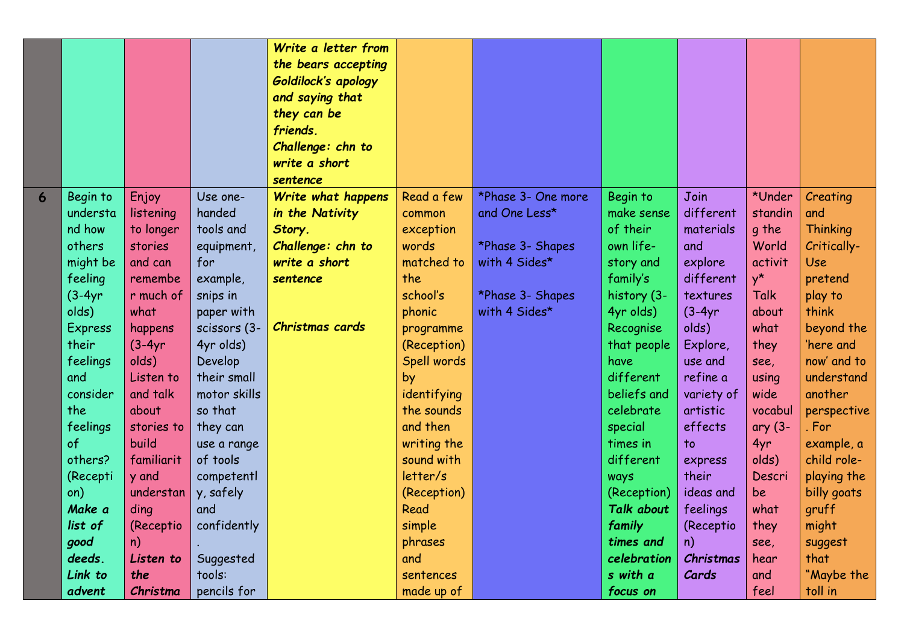| | | | | | | | | | | |
|---|---|---|---|---|---|---|---|---|---|---|
| | | | | ***Write a letter from the bears accepting Goldilock's apology and saying that they can be friends.*** ***Challenge: chn to write a short sentence*** | | | | | | |
| **6** | Begin to understand how others might be feeling (3-4yr olds) Express their feelings and consider the feelings of others? (Reception) ***Make a list of good deeds. Link to advent*** | Enjoy listening to longer stories and can remember much of what happens (3-4yr olds) Listen to and talk about stories to build familiarity and understanding (Reception) ***Listen to the Christma*** | Use one-handed tools and equipment, for example, snips in paper with scissors (3-4yr olds) Develop their small motor skills so that they can use a range of tools competently, safely and confidently. Suggested tools: pencils for | ***Write what happens in the Nativity Story.*** ***Challenge: chn to write a short sentence*** ***Christmas cards*** | Read a few common exception words matched to the school's phonic programme (Reception) Spell words by identifying the sounds and then writing the sound with letter/s (Reception) Read simple phrases and sentences made up of | *Phase 3- One more and One Less* *Phase 3- Shapes with 4 Sides* *Phase 3- Shapes with 4 Sides* | Begin to make sense of their own life-story and family's history (3-4yr olds) Recognise that people have different beliefs and celebrate special times in different ways (Reception) ***Talk about family times and celebrations with a focus on*** | Join different materials and explore different textures (3-4yr olds) Explore, use and refine a variety of artistic effects to express their ideas and feelings (Reception) ***Christmas Cards*** | *Understanding the World activity* Talk about what they see, using wide vocabulary (3-4yr olds) Describe what they see, hear and feel | Creating and Thinking Critically- Use pretend play to think beyond the 'here and now' and to understand another perspective. For example, a child role-playing the billy goats gruff might suggest that "Maybe the toll in |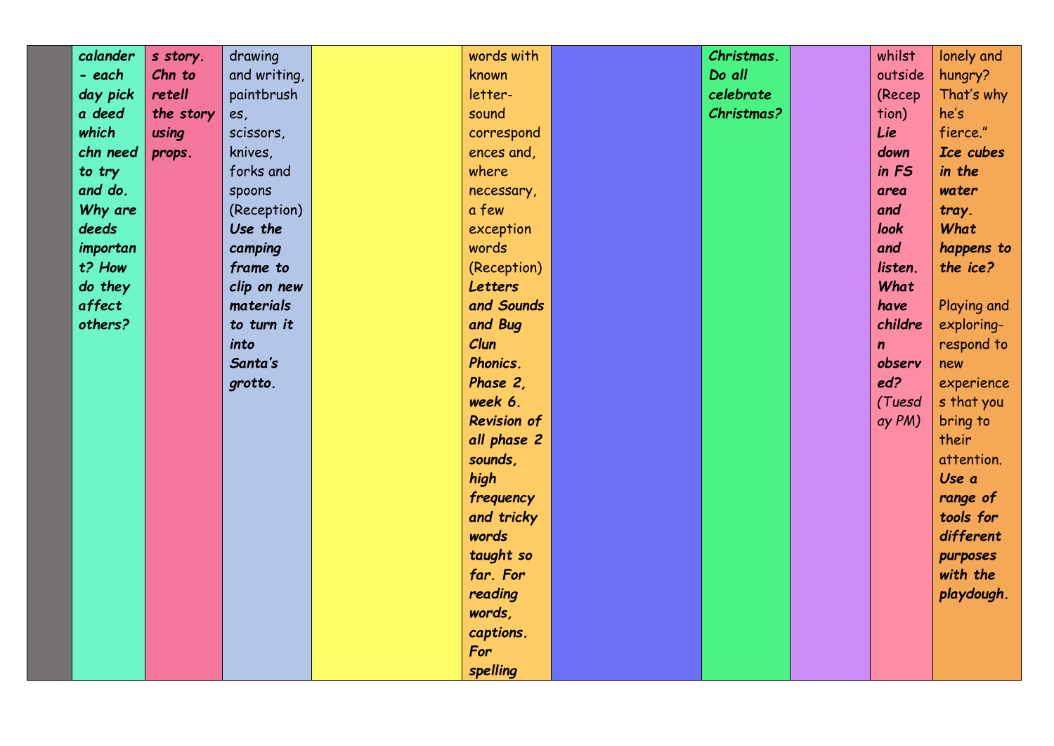| | | | | | | | | | | |
|---|---|---|---|---|---|---|---|---|---|---|
| | ***calander - each day pick a deed which chn need to try and do. Why are deeds important? How do they affect others?*** | ***s story. Chn to retell the story using props.*** | drawing and writing, paintbrushes, scissors, knives, forks and spoons (Reception) ***Use the camping frame to clip on new materials to turn it into Santa's grotto.*** | | words with known letter-sound correspondences and, where necessary, a few exception words (Reception) ***Letters and Sounds and Bug Clun Phonics. Phase 2, week 6. Revision of all phase 2 sounds, high frequency and tricky words taught so far. For reading words, captions. For spelling*** | | ***Christmas. Do all celebrate Christmas?*** | | whilst outside (Reception) ***Lie down in FS area and look and listen. What have children observed?*** (Tuesday PM) | lonely and hungry? That's why he's fierce." ***Ice cubes in the water tray. What happens to the ice?*** Playing and exploring- respond to new experiences that you bring to their attention. ***Use a range of tools for different purposes with the playdough.*** |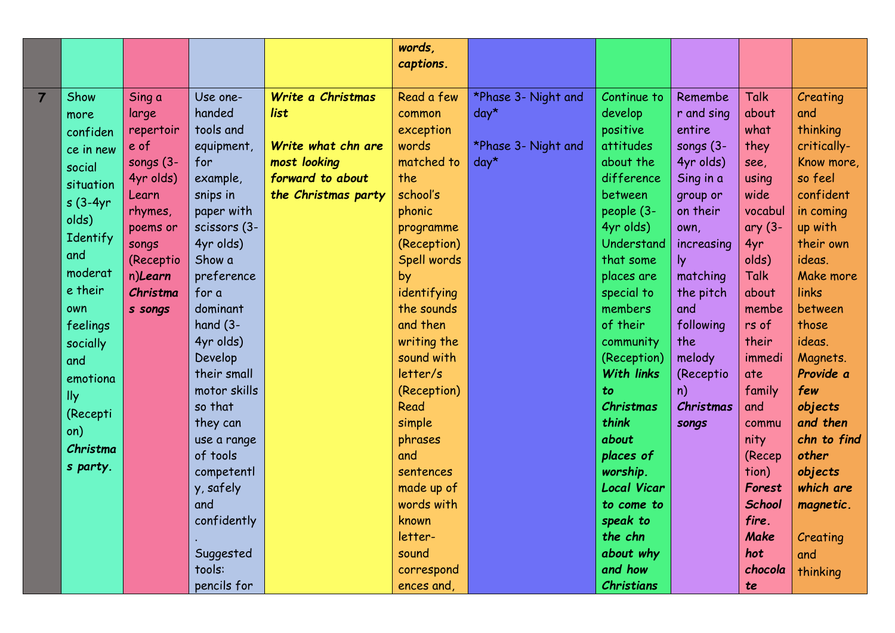|  |  |  |  |  | words, captions. |  |  |  |  |  |
|---|---|---|---|---|---|---|---|---|---|---|
| 7 | Show more confidence in new social situations (3-4yr olds) Identify and moderate their own feelings socially and emotionally (Reception) ***Christmas party.*** | Sing a large repertoire of songs (3-4yr olds) Learn rhymes, poems or songs (Reception) ***Learn Christmas songs*** | Use one-handed tools and equipment, for example, snips in paper with scissors (3-4yr olds) Show a preference for a dominant hand (3-4yr olds) Develop their small motor skills so that they can use a range of tools competently, safely and confidently. Suggested tools: pencils for | ***Write a Christmas list*** ***Write what chn are most looking forward to about the Christmas party*** | Read a few common exception words matched to the school's phonic programme (Reception) Spell words by identifying the sounds and then writing the sound with letter/s (Reception) Read simple phrases and sentences made up of words with known letter-sound correspondences and, | *Phase 3- Night and day* *Phase 3- Night and day* | Continue to develop positive attitudes about the difference between people (3-4yr olds) Understand that some places are special to members of their community (Reception) ***With links to Christmas think about places of worship. Local Vicar to come to speak to the chn about why and how Christians*** | Remember and sing entire songs (3-4yr olds) Sing in a group or on their own, increasingly matching the pitch and following the melody (Reception) ***Christmas songs*** | Talk about what they see, using wide vocabulary (3-4yr olds) Talk about members of their immediate family and community (Reception) ***Forest School fire. Make hot chocolate*** | Creating and thinking critically- Know more, so feel confident in coming up with their own ideas. Make more links between those ideas. Magnets. ***Provide a few objects and then chn to find other objects which are magnetic.*** Creating and thinking |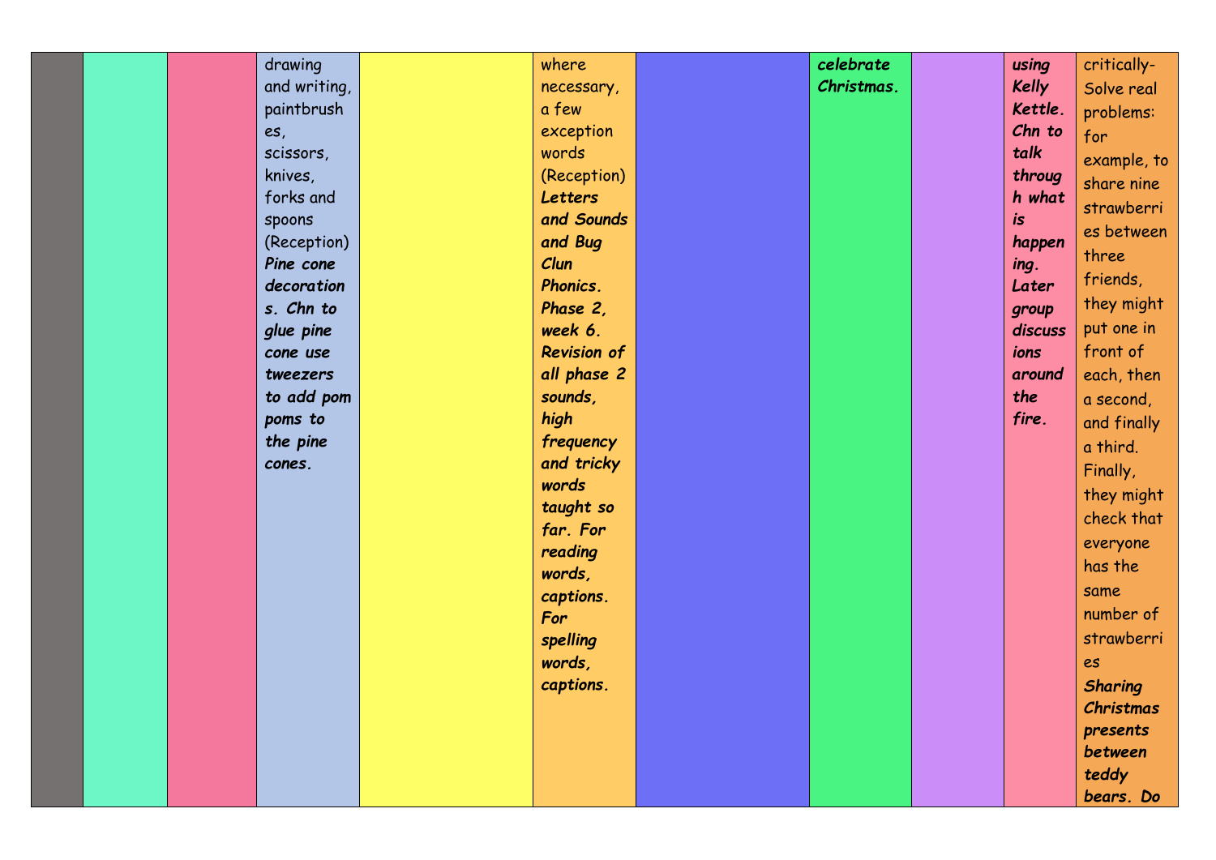| | | | | | | | | | | |
|---|---|---|---|---|---|---|---|---|---|---|
| | | | drawing and writing, paintbrushes, scissors, knives, forks and spoons (Reception) ***Pine cone decorations. Chn to glue pine cone use tweezers to add pom poms to the pine cones.*** | | where necessary, a few exception words (Reception) ***Letters and Sounds and Bug Clun Phonics. Phase 2, week 6. Revision of all phase 2 sounds, high frequency and tricky words taught so far. For reading words, captions. For spelling words, captions.*** | | ***celebrate Christmas.*** | | ***using Kelly Kettle. Chn to talk through what is happening. Later group discussions around the fire.*** | critically- Solve real problems: for example, to share nine strawberries between three friends, they might put one in front of each, then a second, and finally a third. Finally, they might check that everyone has the same number of strawberries ***Sharing Christmas presents between teddy bears. Do*** |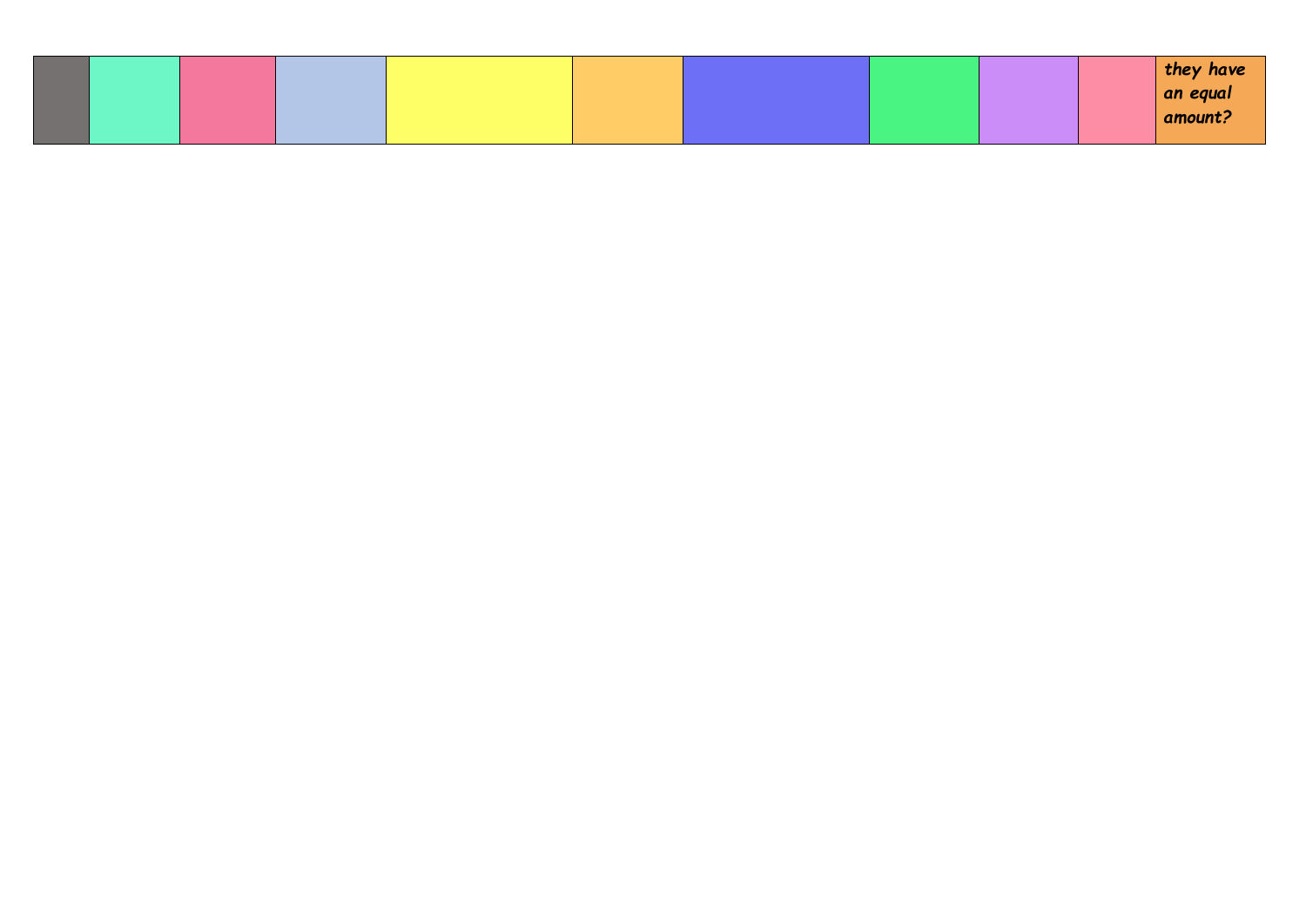*they have an equal amount?*